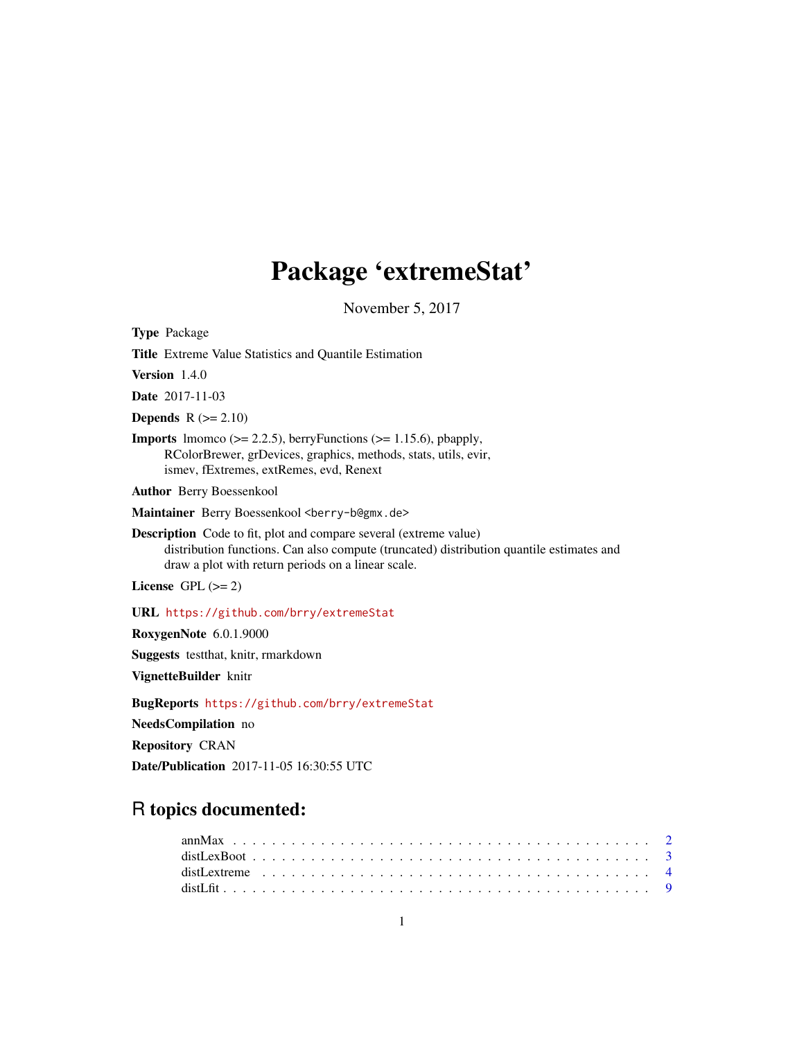# Package 'extremeStat'

November 5, 2017

**Type** Package

**Title** Extreme Value Statistics and Quantile Estimation

**Version** 1.4.0

**Date** 2017-11-03

**Depends** R (>= 2.10)

**Imports** lmomco (>= 2.2.5), berryFunctions (>= 1.15.6), pbapply, RColorBrewer, grDevices, graphics, methods, stats, utils, evir, ismev, fExtremes, extRemes, evd, Renext

**Author** Berry Boessenkool

**Maintainer** Berry Boessenkool <berry-b@gmx.de>

**Description** Code to fit, plot and compare several (extreme value) distribution functions. Can also compute (truncated) distribution quantile estimates and draw a plot with return periods on a linear scale.

**License** GPL (>= 2)

**URL** https://github.com/brry/extremeStat

**RoxygenNote** 6.0.1.9000

**Suggests** testthat, knitr, rmarkdown

**VignetteBuilder** knitr

**BugReports** https://github.com/brry/extremeStat

**NeedsCompilation** no

**Repository** CRAN

**Date/Publication** 2017-11-05 16:30:55 UTC

## R topics documented:

annMax . . . . . . . . . . . . . . . . . . . . . . . . . . . . . . . . . . . . . . . . . 2
distLexBoot . . . . . . . . . . . . . . . . . . . . . . . . . . . . . . . . . . . . . . . 3
distLextreme . . . . . . . . . . . . . . . . . . . . . . . . . . . . . . . . . . . . . . 4
distLfit . . . . . . . . . . . . . . . . . . . . . . . . . . . . . . . . . . . . . . . . . 9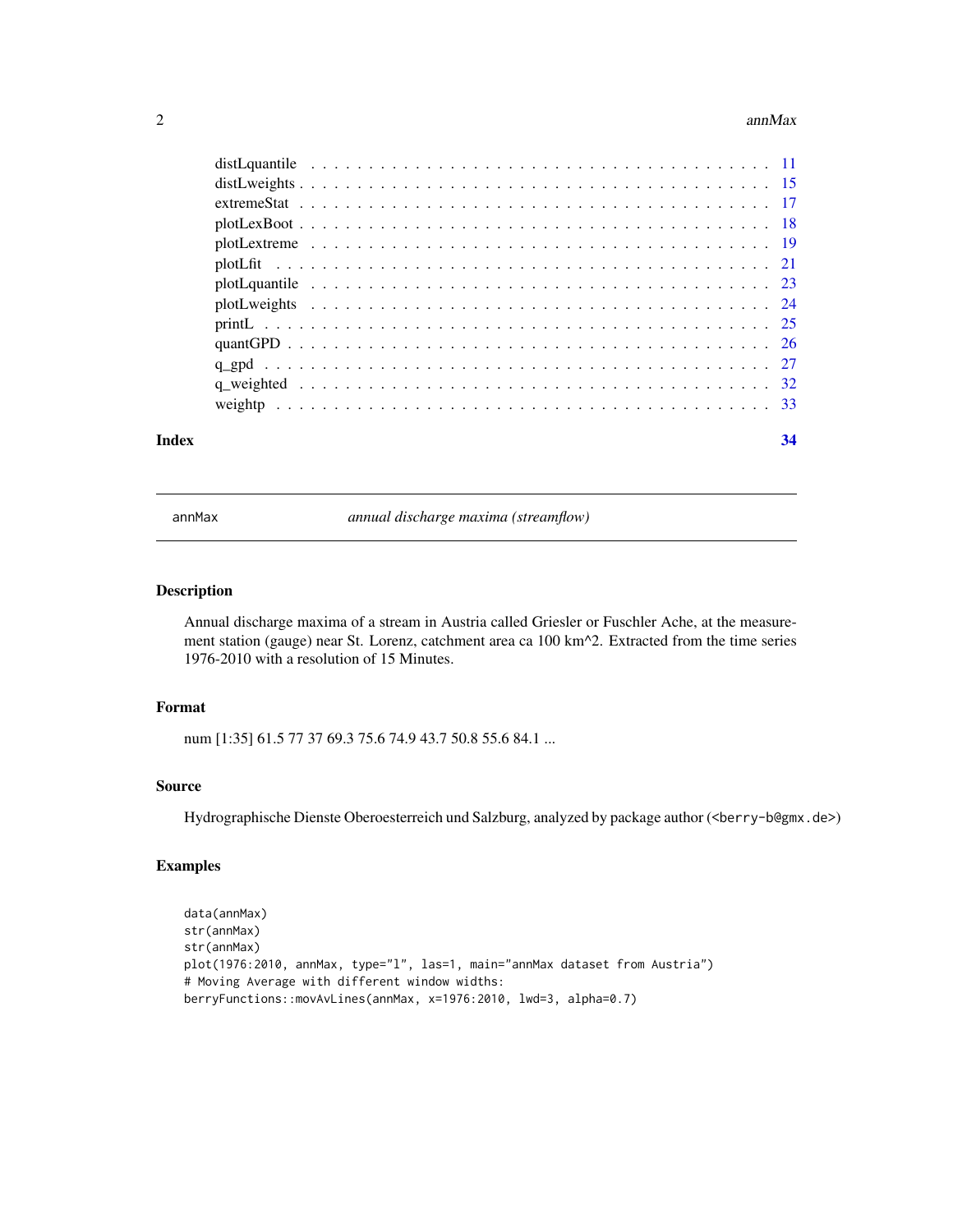distLquantile . . . . . . . . . . . . . . . . . . . . . . . . . . . . . . . . . . . . . . . 11
distLweights . . . . . . . . . . . . . . . . . . . . . . . . . . . . . . . . . . . . . . . 15
extremeStat . . . . . . . . . . . . . . . . . . . . . . . . . . . . . . . . . . . . . . . 17
plotLexBoot . . . . . . . . . . . . . . . . . . . . . . . . . . . . . . . . . . . . . . . 18
plotLextreme . . . . . . . . . . . . . . . . . . . . . . . . . . . . . . . . . . . . . . . 19
plotLfit . . . . . . . . . . . . . . . . . . . . . . . . . . . . . . . . . . . . . . . 21
plotLquantile . . . . . . . . . . . . . . . . . . . . . . . . . . . . . . . . . . . . . . . 23
plotLweights . . . . . . . . . . . . . . . . . . . . . . . . . . . . . . . . . . . . . . . 24
printL . . . . . . . . . . . . . . . . . . . . . . . . . . . . . . . . . . . . . . . 25
quantGPD . . . . . . . . . . . . . . . . . . . . . . . . . . . . . . . . . . . . . . . 26
q_gpd . . . . . . . . . . . . . . . . . . . . . . . . . . . . . . . . . . . . . . . 27
q_weighted . . . . . . . . . . . . . . . . . . . . . . . . . . . . . . . . . . . . . . . 32
weightp . . . . . . . . . . . . . . . . . . . . . . . . . . . . . . . . . . . . . . . 33

**Index** **34**

---

annMax *annual discharge maxima (streamflow)*

---

### Description

Annual discharge maxima of a stream in Austria called Griesler or Fuschler Ache, at the measurement station (gauge) near St. Lorenz, catchment area ca 100 km^2. Extracted from the time series 1976-2010 with a resolution of 15 Minutes.

### Format

num [1:35] 61.5 77 37 69.3 75.6 74.9 43.7 50.8 55.6 84.1 ...

### Source

Hydrographische Dienste Oberoesterreich und Salzburg, analyzed by package author (<berry-b@gmx.de>)

### Examples

```
data(annMax)
str(annMax)
str(annMax)
plot(1976:2010, annMax, type="l", las=1, main="annMax dataset from Austria")
# Moving Average with different window widths:
berryFunctions::movAvLines(annMax, x=1976:2010, lwd=3, alpha=0.7)
```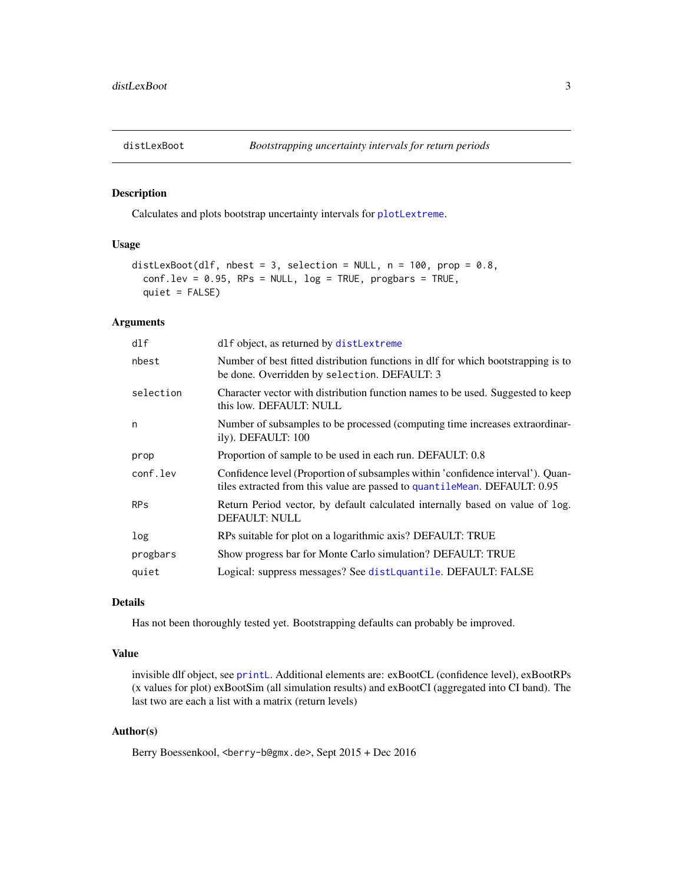## distLexBoot — *Bootstrapping uncertainty intervals for return periods*

### Description

Calculates and plots bootstrap uncertainty intervals for `plotLextreme`.

### Usage

```
distLexBoot(dlf, nbest = 3, selection = NULL, n = 100, prop = 0.8,
  conf.lev = 0.95, RPs = NULL, log = TRUE, progbars = TRUE,
  quiet = FALSE)
```

### Arguments

| | |
|---|---|
| `dlf` | `dlf` object, as returned by `distLextreme` |
| `nbest` | Number of best fitted distribution functions in dlf for which bootstrapping is to be done. Overridden by `selection`. DEFAULT: 3 |
| `selection` | Character vector with distribution function names to be used. Suggested to keep this low. DEFAULT: NULL |
| `n` | Number of subsamples to be processed (computing time increases extraordinarily). DEFAULT: 100 |
| `prop` | Proportion of sample to be used in each run. DEFAULT: 0.8 |
| `conf.lev` | Confidence level (Proportion of subsamples within 'confidence interval'). Quantiles extracted from this value are passed to `quantileMean`. DEFAULT: 0.95 |
| `RPs` | Return Period vector, by default calculated internally based on value of `log`. DEFAULT: NULL |
| `log` | RPs suitable for plot on a logarithmic axis? DEFAULT: TRUE |
| `progbars` | Show progress bar for Monte Carlo simulation? DEFAULT: TRUE |
| `quiet` | Logical: suppress messages? See `distLquantile`. DEFAULT: FALSE |

### Details

Has not been thoroughly tested yet. Bootstrapping defaults can probably be improved.

### Value

invisible dlf object, see `printL`. Additional elements are: exBootCL (confidence level), exBootRPs (x values for plot) exBootSim (all simulation results) and exBootCI (aggregated into CI band). The last two are each a list with a matrix (return levels)

### Author(s)

Berry Boessenkool, <berry-b@gmx.de>, Sept 2015 + Dec 2016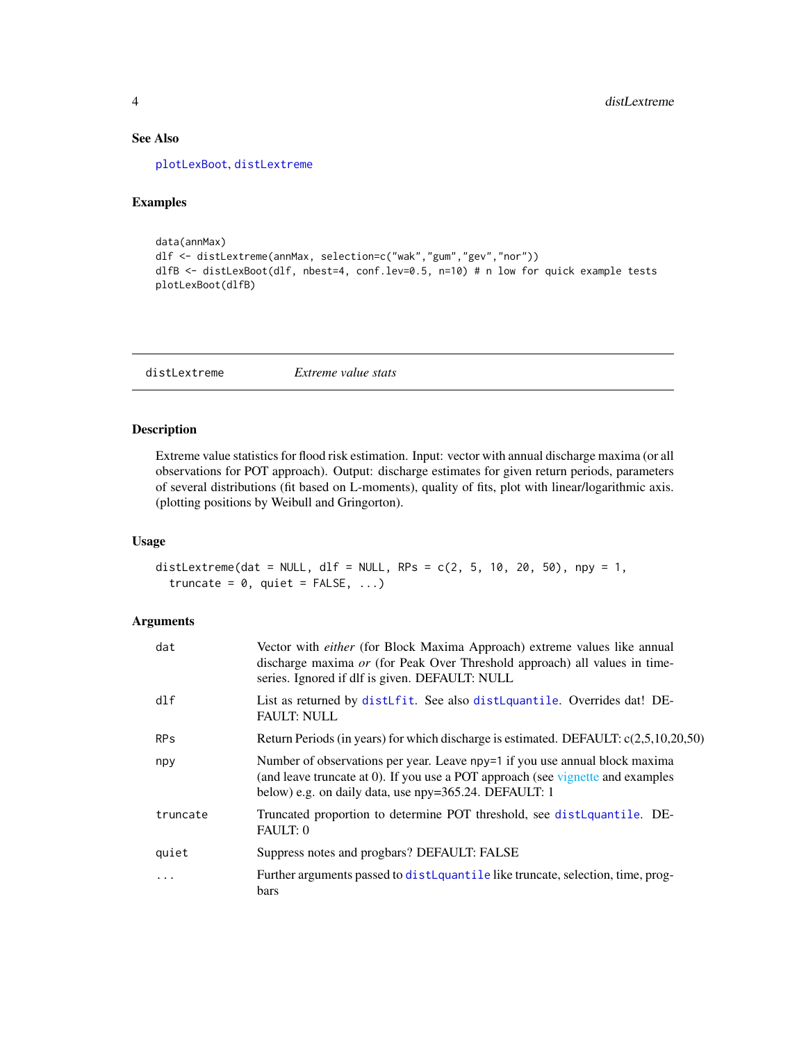### See Also

plotLexBoot, distLextreme

### Examples

```
data(annMax)
dlf <- distLextreme(annMax, selection=c("wak","gum","gev","nor"))
dlfB <- distLexBoot(dlf, nbest=4, conf.lev=0.5, n=10) # n low for quick example tests
plotLexBoot(dlfB)
```

---

## distLextreme — *Extreme value stats*

### Description

Extreme value statistics for flood risk estimation. Input: vector with annual discharge maxima (or all observations for POT approach). Output: discharge estimates for given return periods, parameters of several distributions (fit based on L-moments), quality of fits, plot with linear/logarithmic axis. (plotting positions by Weibull and Gringorton).

### Usage

```
distLextreme(dat = NULL, dlf = NULL, RPs = c(2, 5, 10, 20, 50), npy = 1,
  truncate = 0, quiet = FALSE, ...)
```

### Arguments

| | |
|---|---|
| dat | Vector with *either* (for Block Maxima Approach) extreme values like annual discharge maxima *or* (for Peak Over Threshold approach) all values in time-series. Ignored if dlf is given. DEFAULT: NULL |
| dlf | List as returned by distLfit. See also distLquantile. Overrides dat! DEFAULT: NULL |
| RPs | Return Periods (in years) for which discharge is estimated. DEFAULT: c(2,5,10,20,50) |
| npy | Number of observations per year. Leave npy=1 if you use annual block maxima (and leave truncate at 0). If you use a POT approach (see vignette and examples below) e.g. on daily data, use npy=365.24. DEFAULT: 1 |
| truncate | Truncated proportion to determine POT threshold, see distLquantile. DEFAULT: 0 |
| quiet | Suppress notes and progbars? DEFAULT: FALSE |
| ... | Further arguments passed to distLquantile like truncate, selection, time, progbars |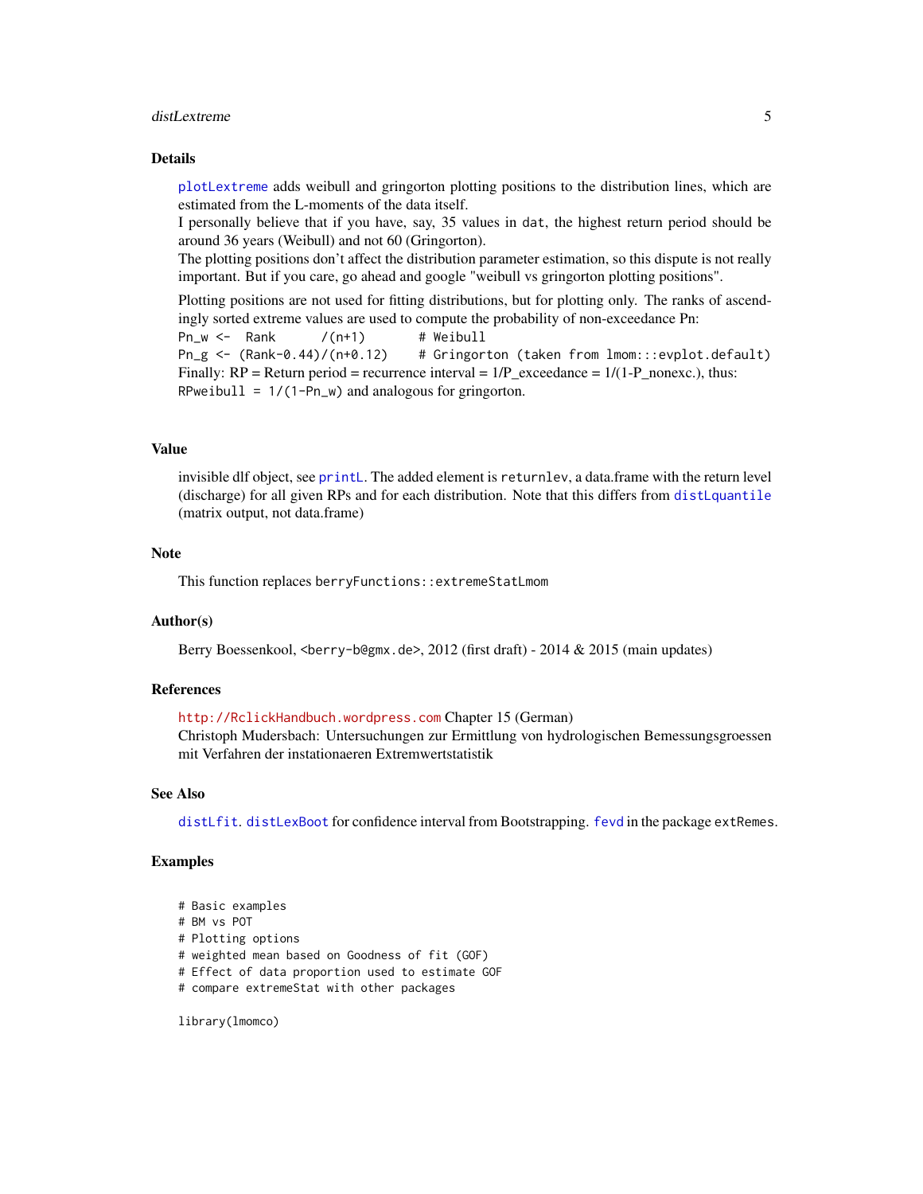### Details

plotLextreme adds weibull and gringorton plotting positions to the distribution lines, which are estimated from the L-moments of the data itself.
I personally believe that if you have, say, 35 values in dat, the highest return period should be around 36 years (Weibull) and not 60 (Gringorton).
The plotting positions don't affect the distribution parameter estimation, so this dispute is not really important. But if you care, go ahead and google "weibull vs gringorton plotting positions".

Plotting positions are not used for fitting distributions, but for plotting only. The ranks of ascendingly sorted extreme values are used to compute the probability of non-exceedance Pn:

```
Pn_w <-  Rank      /(n+1)       # Weibull
Pn_g <- (Rank-0.44)/(n+0.12)    # Gringorton (taken from lmom:::evplot.default)
```

Finally: RP = Return period = recurrence interval = 1/P_exceedance = 1/(1-P_nonexc.), thus:
`RPweibull = 1/(1-Pn_w)` and analogous for gringorton.

### Value

invisible dlf object, see printL. The added element is returnlev, a data.frame with the return level (discharge) for all given RPs and for each distribution. Note that this differs from distLquantile (matrix output, not data.frame)

### Note

This function replaces berryFunctions::extremeStatLmom

### Author(s)

Berry Boessenkool, <berry-b@gmx.de>, 2012 (first draft) - 2014 & 2015 (main updates)

### References

http://RclickHandbuch.wordpress.com Chapter 15 (German)
Christoph Mudersbach: Untersuchungen zur Ermittlung von hydrologischen Bemessungsgroessen mit Verfahren der instationaeren Extremwertstatistik

### See Also

distLfit. distLexBoot for confidence interval from Bootstrapping. fevd in the package extRemes.

### Examples

```
# Basic examples
# BM vs POT
# Plotting options
# weighted mean based on Goodness of fit (GOF)
# Effect of data proportion used to estimate GOF
# compare extremeStat with other packages

library(lmomco)
```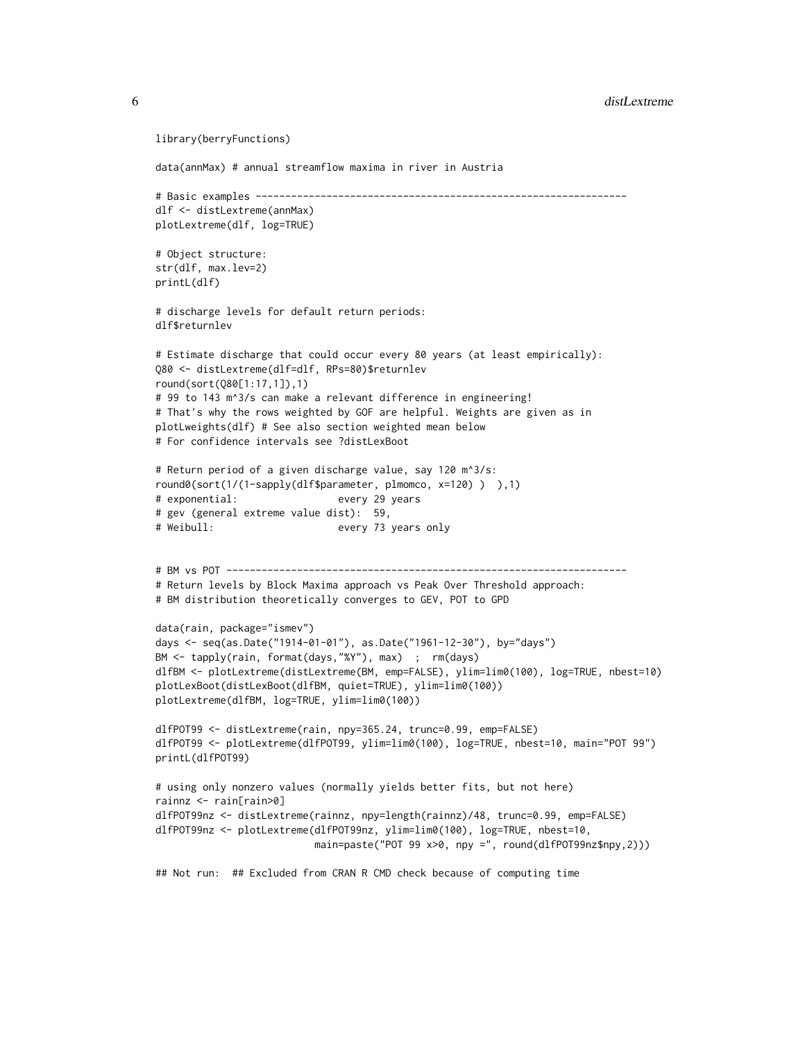```
library(berryFunctions)

data(annMax) # annual streamflow maxima in river in Austria

# Basic examples ---------------------------------------------------------------
dlf <- distLextreme(annMax)
plotLextreme(dlf, log=TRUE)

# Object structure:
str(dlf, max.lev=2)
printL(dlf)

# discharge levels for default return periods:
dlf$returnlev

# Estimate discharge that could occur every 80 years (at least empirically):
Q80 <- distLextreme(dlf=dlf, RPs=80)$returnlev
round(sort(Q80[1:17,1]),1)
# 99 to 143 m^3/s can make a relevant difference in engineering!
# That's why the rows weighted by GOF are helpful. Weights are given as in
plotLweights(dlf) # See also section weighted mean below
# For confidence intervals see ?distLexBoot

# Return period of a given discharge value, say 120 m^3/s:
round0(sort(1/(1-sapply(dlf$parameter, plmomco, x=120) )  ),1)
# exponential:                 every 29 years
# gev (general extreme value dist):  59,
# Weibull:                     every 73 years only


# BM vs POT --------------------------------------------------------------------
# Return levels by Block Maxima approach vs Peak Over Threshold approach:
# BM distribution theoretically converges to GEV, POT to GPD

data(rain, package="ismev")
days <- seq(as.Date("1914-01-01"), as.Date("1961-12-30"), by="days")
BM <- tapply(rain, format(days,"%Y"), max)  ;  rm(days)
dlfBM <- plotLextreme(distLextreme(BM, emp=FALSE), ylim=lim0(100), log=TRUE, nbest=10)
plotLexBoot(distLexBoot(dlfBM, quiet=TRUE), ylim=lim0(100))
plotLextreme(dlfBM, log=TRUE, ylim=lim0(100))

dlfPOT99 <- distLextreme(rain, npy=365.24, trunc=0.99, emp=FALSE)
dlfPOT99 <- plotLextreme(dlfPOT99, ylim=lim0(100), log=TRUE, nbest=10, main="POT 99")
printL(dlfPOT99)

# using only nonzero values (normally yields better fits, but not here)
rainnz <- rain[rain>0]
dlfPOT99nz <- distLextreme(rainnz, npy=length(rainnz)/48, trunc=0.99, emp=FALSE)
dlfPOT99nz <- plotLextreme(dlfPOT99nz, ylim=lim0(100), log=TRUE, nbest=10,
                           main=paste("POT 99 x>0, npy =", round(dlfPOT99nz$npy,2)))

## Not run:  ## Excluded from CRAN R CMD check because of computing time
```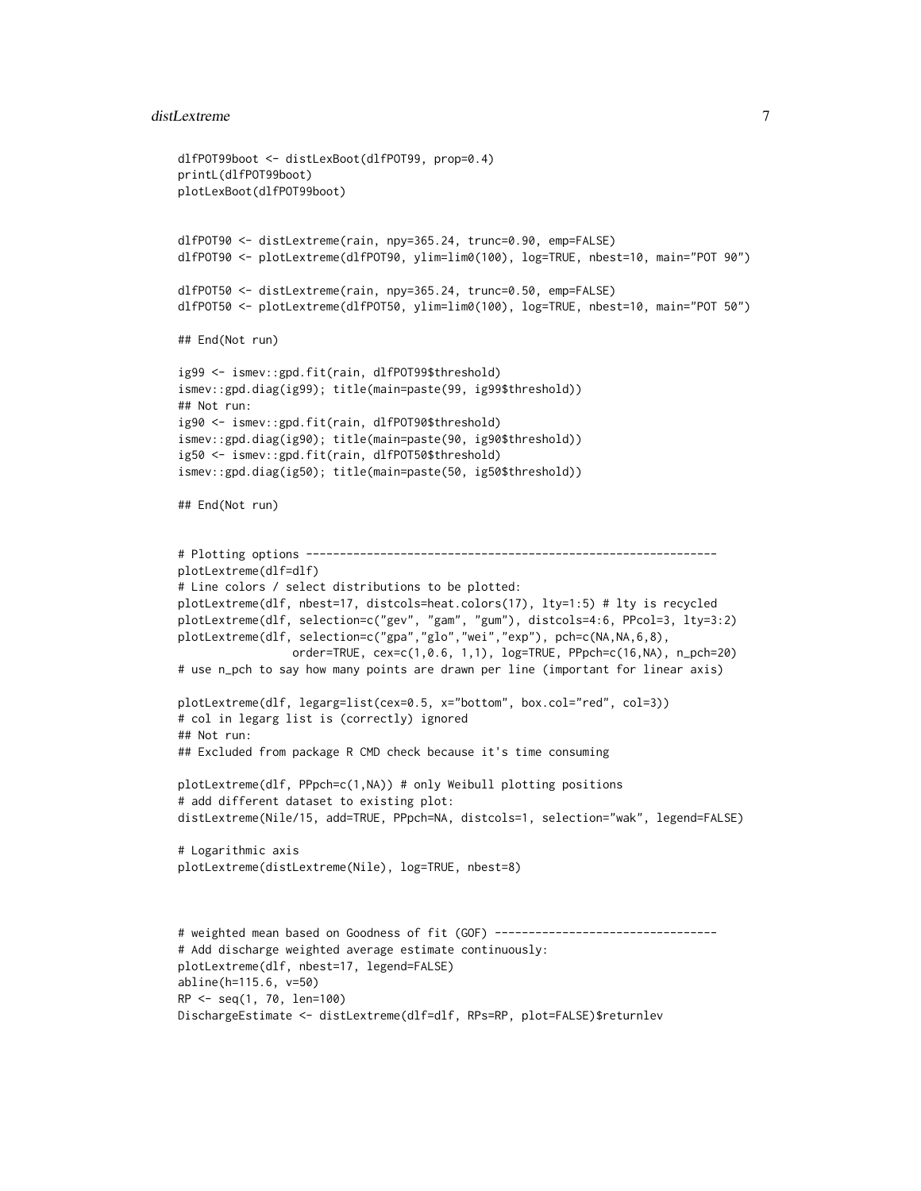```
dlfPOT99boot <- distLexBoot(dlfPOT99, prop=0.4)
printL(dlfPOT99boot)
plotLexBoot(dlfPOT99boot)


dlfPOT90 <- distLextreme(rain, npy=365.24, trunc=0.90, emp=FALSE)
dlfPOT90 <- plotLextreme(dlfPOT90, ylim=lim0(100), log=TRUE, nbest=10, main="POT 90")

dlfPOT50 <- distLextreme(rain, npy=365.24, trunc=0.50, emp=FALSE)
dlfPOT50 <- plotLextreme(dlfPOT50, ylim=lim0(100), log=TRUE, nbest=10, main="POT 50")

## End(Not run)

ig99 <- ismev::gpd.fit(rain, dlfPOT99$threshold)
ismev::gpd.diag(ig99); title(main=paste(99, ig99$threshold))
## Not run:
ig90 <- ismev::gpd.fit(rain, dlfPOT90$threshold)
ismev::gpd.diag(ig90); title(main=paste(90, ig90$threshold))
ig50 <- ismev::gpd.fit(rain, dlfPOT50$threshold)
ismev::gpd.diag(ig50); title(main=paste(50, ig50$threshold))

## End(Not run)


# Plotting options ----------------------------------------------------------
plotLextreme(dlf=dlf)
# Line colors / select distributions to be plotted:
plotLextreme(dlf, nbest=17, distcols=heat.colors(17), lty=1:5) # lty is recycled
plotLextreme(dlf, selection=c("gev", "gam", "gum"), distcols=4:6, PPcol=3, lty=3:2)
plotLextreme(dlf, selection=c("gpa","glo","wei","exp"), pch=c(NA,NA,6,8),
             order=TRUE, cex=c(1,0.6, 1,1), log=TRUE, PPpch=c(16,NA), n_pch=20)
# use n_pch to say how many points are drawn per line (important for linear axis)

plotLextreme(dlf, legarg=list(cex=0.5, x="bottom", box.col="red", col=3))
# col in legarg list is (correctly) ignored
## Not run:
## Excluded from package R CMD check because it's time consuming

plotLextreme(dlf, PPpch=c(1,NA)) # only Weibull plotting positions
# add different dataset to existing plot:
distLextreme(Nile/15, add=TRUE, PPpch=NA, distcols=1, selection="wak", legend=FALSE)

# Logarithmic axis
plotLextreme(distLextreme(Nile), log=TRUE, nbest=8)



# weighted mean based on Goodness of fit (GOF) -------------------------------
# Add discharge weighted average estimate continuously:
plotLextreme(dlf, nbest=17, legend=FALSE)
abline(h=115.6, v=50)
RP <- seq(1, 70, len=100)
DischargeEstimate <- distLextreme(dlf=dlf, RPs=RP, plot=FALSE)$returnlev
```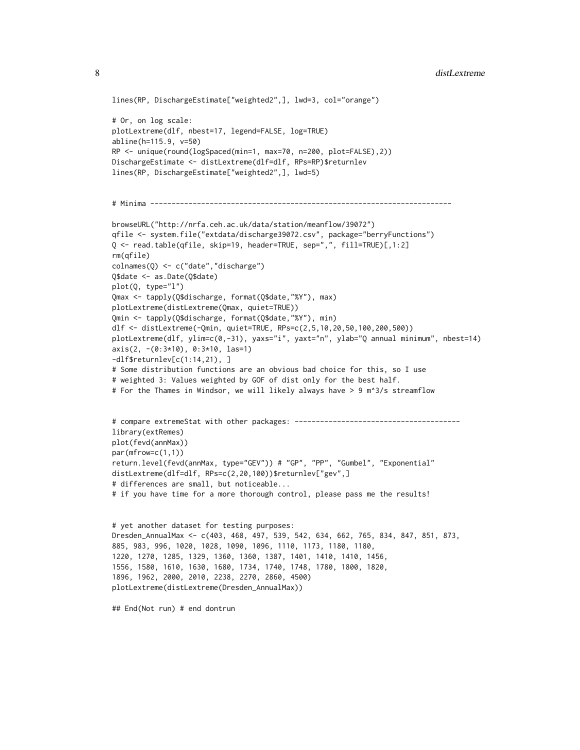```
lines(RP, DischargeEstimate["weighted2",], lwd=3, col="orange")

# Or, on log scale:
plotLextreme(dlf, nbest=17, legend=FALSE, log=TRUE)
abline(h=115.9, v=50)
RP <- unique(round(logSpaced(min=1, max=70, n=200, plot=FALSE),2))
DischargeEstimate <- distLextreme(dlf=dlf, RPs=RP)$returnlev
lines(RP, DischargeEstimate["weighted2",], lwd=5)


# Minima -----------------------------------------------------------------------

browseURL("http://nrfa.ceh.ac.uk/data/station/meanflow/39072")
qfile <- system.file("extdata/discharge39072.csv", package="berryFunctions")
Q <- read.table(qfile, skip=19, header=TRUE, sep=",", fill=TRUE)[,1:2]
rm(qfile)
colnames(Q) <- c("date","discharge")
Q$date <- as.Date(Q$date)
plot(Q, type="l")
Qmax <- tapply(Q$discharge, format(Q$date,"%Y"), max)
plotLextreme(distLextreme(Qmax, quiet=TRUE))
Qmin <- tapply(Q$discharge, format(Q$date,"%Y"), min)
dlf <- distLextreme(-Qmin, quiet=TRUE, RPs=c(2,5,10,20,50,100,200,500))
plotLextreme(dlf, ylim=c(0,-31), yaxs="i", yaxt="n", ylab="Q annual minimum", nbest=14)
axis(2, -(0:3*10), 0:3*10, las=1)
-dlf$returnlev[c(1:14,21), ]
# Some distribution functions are an obvious bad choice for this, so I use
# weighted 3: Values weighted by GOF of dist only for the best half.
# For the Thames in Windsor, we will likely always have > 9 m^3/s streamflow


# compare extremeStat with other packages: ---------------------------------------
library(extRemes)
plot(fevd(annMax))
par(mfrow=c(1,1))
return.level(fevd(annMax, type="GEV")) # "GP", "PP", "Gumbel", "Exponential"
distLextreme(dlf=dlf, RPs=c(2,20,100))$returnlev["gev",]
# differences are small, but noticeable...
# if you have time for a more thorough control, please pass me the results!


# yet another dataset for testing purposes:
Dresden_AnnualMax <- c(403, 468, 497, 539, 542, 634, 662, 765, 834, 847, 851, 873,
885, 983, 996, 1020, 1028, 1090, 1096, 1110, 1173, 1180, 1180,
1220, 1270, 1285, 1329, 1360, 1360, 1387, 1401, 1410, 1410, 1456,
1556, 1580, 1610, 1630, 1680, 1734, 1740, 1748, 1780, 1800, 1820,
1896, 1962, 2000, 2010, 2238, 2270, 2860, 4500)
plotLextreme(distLextreme(Dresden_AnnualMax))

## End(Not run) # end dontrun
```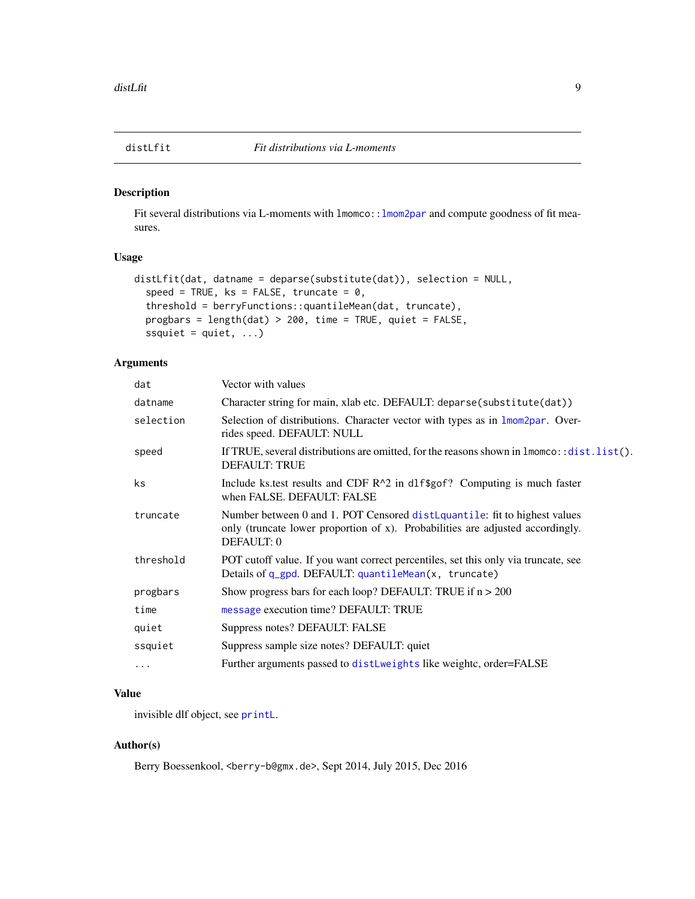## distLfit — *Fit distributions via L-moments*

### Description

Fit several distributions via L-moments with `lmomco::lmom2par` and compute goodness of fit measures.

### Usage

```
distLfit(dat, datname = deparse(substitute(dat)), selection = NULL,
  speed = TRUE, ks = FALSE, truncate = 0,
  threshold = berryFunctions::quantileMean(dat, truncate),
  progbars = length(dat) > 200, time = TRUE, quiet = FALSE,
  ssquiet = quiet, ...)
```

### Arguments

| | |
|---|---|
| `dat` | Vector with values |
| `datname` | Character string for main, xlab etc. DEFAULT: `deparse(substitute(dat))` |
| `selection` | Selection of distributions. Character vector with types as in `lmom2par`. Overrides speed. DEFAULT: NULL |
| `speed` | If TRUE, several distributions are omitted, for the reasons shown in `lmomco::dist.list()`. DEFAULT: TRUE |
| `ks` | Include ks.test results and CDF R^2 in `dlf$gof`? Computing is much faster when FALSE. DEFAULT: FALSE |
| `truncate` | Number between 0 and 1. POT Censored `distLquantile`: fit to highest values only (truncate lower proportion of x). Probabilities are adjusted accordingly. DEFAULT: 0 |
| `threshold` | POT cutoff value. If you want correct percentiles, set this only via truncate, see Details of `q_gpd`. DEFAULT: `quantileMean(x, truncate)` |
| `progbars` | Show progress bars for each loop? DEFAULT: TRUE if n > 200 |
| `time` | `message` execution time? DEFAULT: TRUE |
| `quiet` | Suppress notes? DEFAULT: FALSE |
| `ssquiet` | Suppress sample size notes? DEFAULT: quiet |
| `...` | Further arguments passed to `distLweights` like weightc, order=FALSE |

### Value

invisible dlf object, see `printL`.

### Author(s)

Berry Boessenkool, <berry-b@gmx.de>, Sept 2014, July 2015, Dec 2016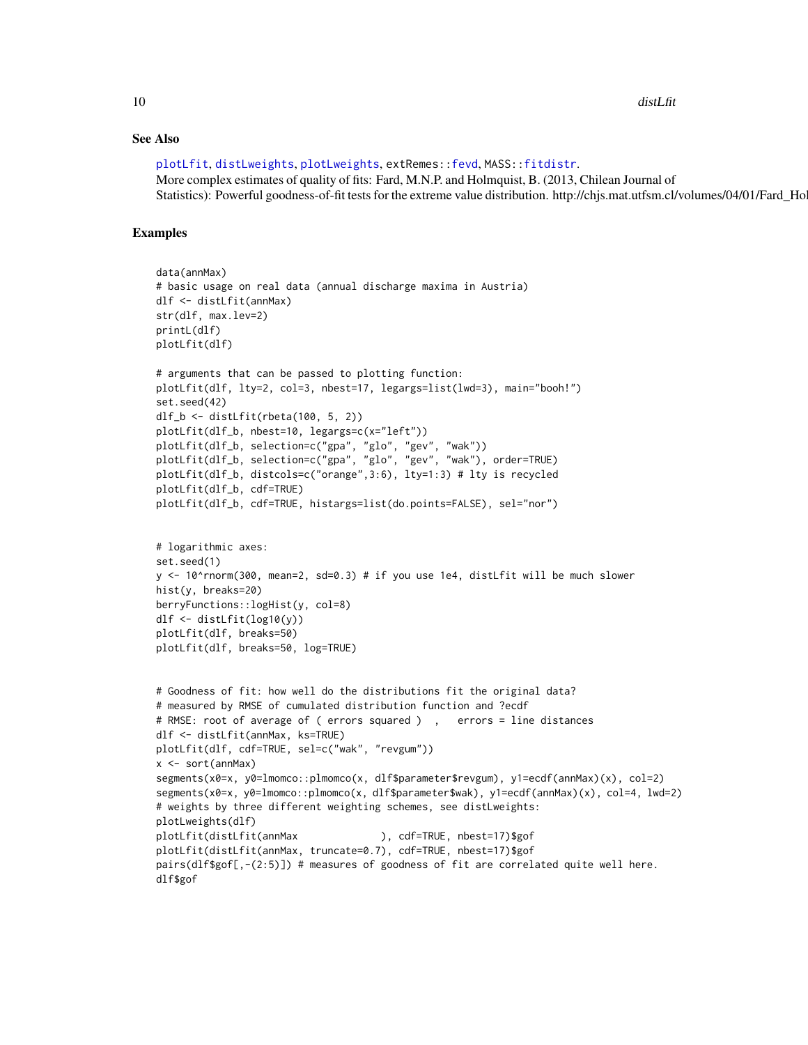## See Also

plotLfit, distLweights, plotLweights, extRemes::fevd, MASS::fitdistr.
More complex estimates of quality of fits: Fard, M.N.P. and Holmquist, B. (2013, Chilean Journal of Statistics): Powerful goodness-of-fit tests for the extreme value distribution. http://chjs.mat.utfsm.cl/volumes/04/01/Fard_Hol

## Examples

```
data(annMax)
# basic usage on real data (annual discharge maxima in Austria)
dlf <- distLfit(annMax)
str(dlf, max.lev=2)
printL(dlf)
plotLfit(dlf)

# arguments that can be passed to plotting function:
plotLfit(dlf, lty=2, col=3, nbest=17, legargs=list(lwd=3), main="booh!")
set.seed(42)
dlf_b <- distLfit(rbeta(100, 5, 2))
plotLfit(dlf_b, nbest=10, legargs=c(x="left"))
plotLfit(dlf_b, selection=c("gpa", "glo", "gev", "wak"))
plotLfit(dlf_b, selection=c("gpa", "glo", "gev", "wak"), order=TRUE)
plotLfit(dlf_b, distcols=c("orange",3:6), lty=1:3) # lty is recycled
plotLfit(dlf_b, cdf=TRUE)
plotLfit(dlf_b, cdf=TRUE, histargs=list(do.points=FALSE), sel="nor")


# logarithmic axes:
set.seed(1)
y <- 10^rnorm(300, mean=2, sd=0.3) # if you use 1e4, distLfit will be much slower
hist(y, breaks=20)
berryFunctions::logHist(y, col=8)
dlf <- distLfit(log10(y))
plotLfit(dlf, breaks=50)
plotLfit(dlf, breaks=50, log=TRUE)


# Goodness of fit: how well do the distributions fit the original data?
# measured by RMSE of cumulated distribution function and ?ecdf
# RMSE: root of average of ( errors squared )  ,   errors = line distances
dlf <- distLfit(annMax, ks=TRUE)
plotLfit(dlf, cdf=TRUE, sel=c("wak", "revgum"))
x <- sort(annMax)
segments(x0=x, y0=lmomco::plmomco(x, dlf$parameter$revgum), y1=ecdf(annMax)(x), col=2)
segments(x0=x, y0=lmomco::plmomco(x, dlf$parameter$wak), y1=ecdf(annMax)(x), col=4, lwd=2)
# weights by three different weighting schemes, see distLweights:
plotLweights(dlf)
plotLfit(distLfit(annMax              ), cdf=TRUE, nbest=17)$gof
plotLfit(distLfit(annMax, truncate=0.7), cdf=TRUE, nbest=17)$gof
pairs(dlf$gof[,-(2:5)]) # measures of goodness of fit are correlated quite well here.
dlf$gof
```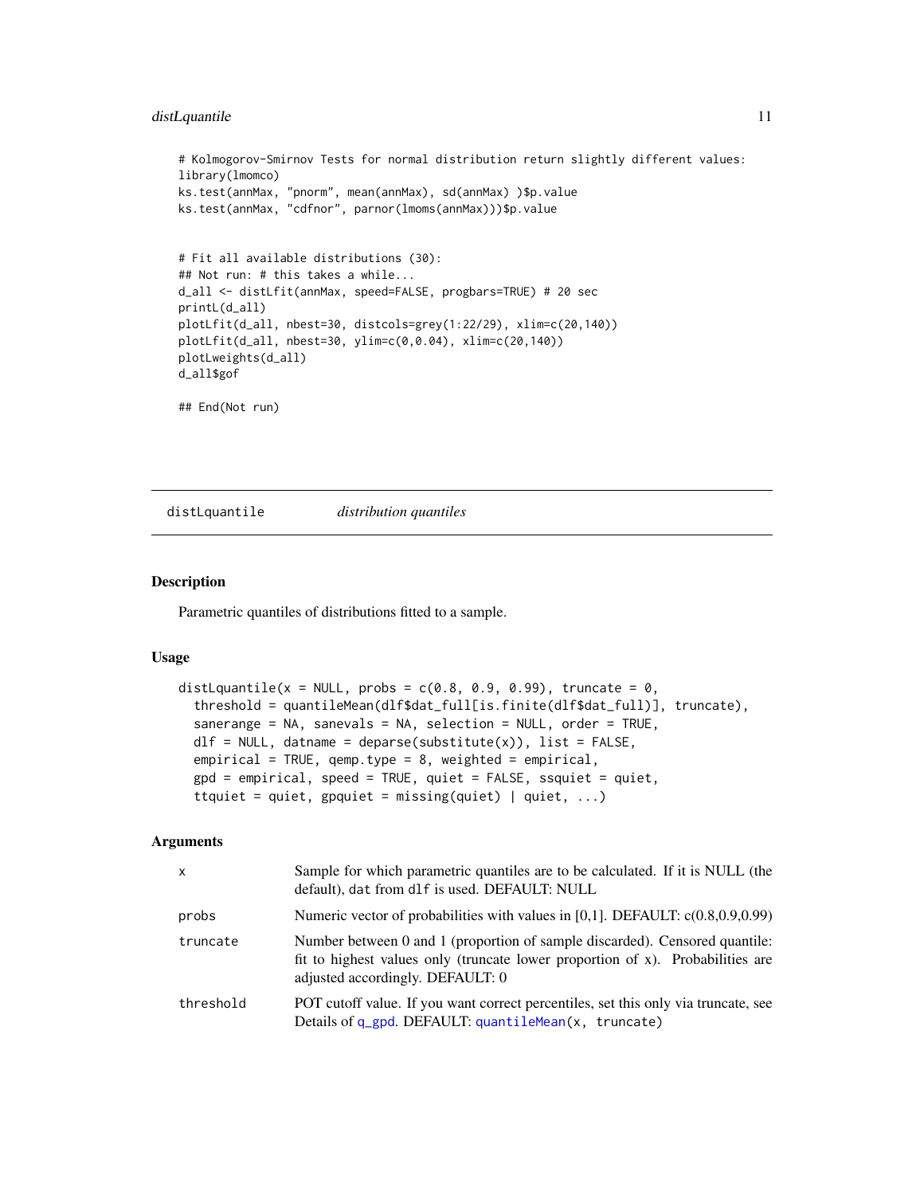```
# Kolmogorov-Smirnov Tests for normal distribution return slightly different values:
library(lmomco)
ks.test(annMax, "pnorm", mean(annMax), sd(annMax) )$p.value
ks.test(annMax, "cdfnor", parnor(lmoms(annMax)))$p.value


# Fit all available distributions (30):
## Not run: # this takes a while...
d_all <- distLfit(annMax, speed=FALSE, progbars=TRUE) # 20 sec
printL(d_all)
plotLfit(d_all, nbest=30, distcols=grey(1:22/29), xlim=c(20,140))
plotLfit(d_all, nbest=30, ylim=c(0,0.04), xlim=c(20,140))
plotLweights(d_all)
d_all$gof

## End(Not run)
```

## distLquantile *distribution quantiles*

### Description

Parametric quantiles of distributions fitted to a sample.

### Usage

```
distLquantile(x = NULL, probs = c(0.8, 0.9, 0.99), truncate = 0,
  threshold = quantileMean(dlf$dat_full[is.finite(dlf$dat_full)], truncate),
  sanerange = NA, sanevals = NA, selection = NULL, order = TRUE,
  dlf = NULL, datname = deparse(substitute(x)), list = FALSE,
  empirical = TRUE, qemp.type = 8, weighted = empirical,
  gpd = empirical, speed = TRUE, quiet = FALSE, ssquiet = quiet,
  ttquiet = quiet, gpquiet = missing(quiet) | quiet, ...)
```

### Arguments

| | |
|---|---|
| `x` | Sample for which parametric quantiles are to be calculated. If it is NULL (the default), dat from dlf is used. DEFAULT: NULL |
| `probs` | Numeric vector of probabilities with values in [0,1]. DEFAULT: c(0.8,0.9,0.99) |
| `truncate` | Number between 0 and 1 (proportion of sample discarded). Censored quantile: fit to highest values only (truncate lower proportion of x). Probabilities are adjusted accordingly. DEFAULT: 0 |
| `threshold` | POT cutoff value. If you want correct percentiles, set this only via truncate, see Details of `q_gpd`. DEFAULT: `quantileMean(x, truncate)` |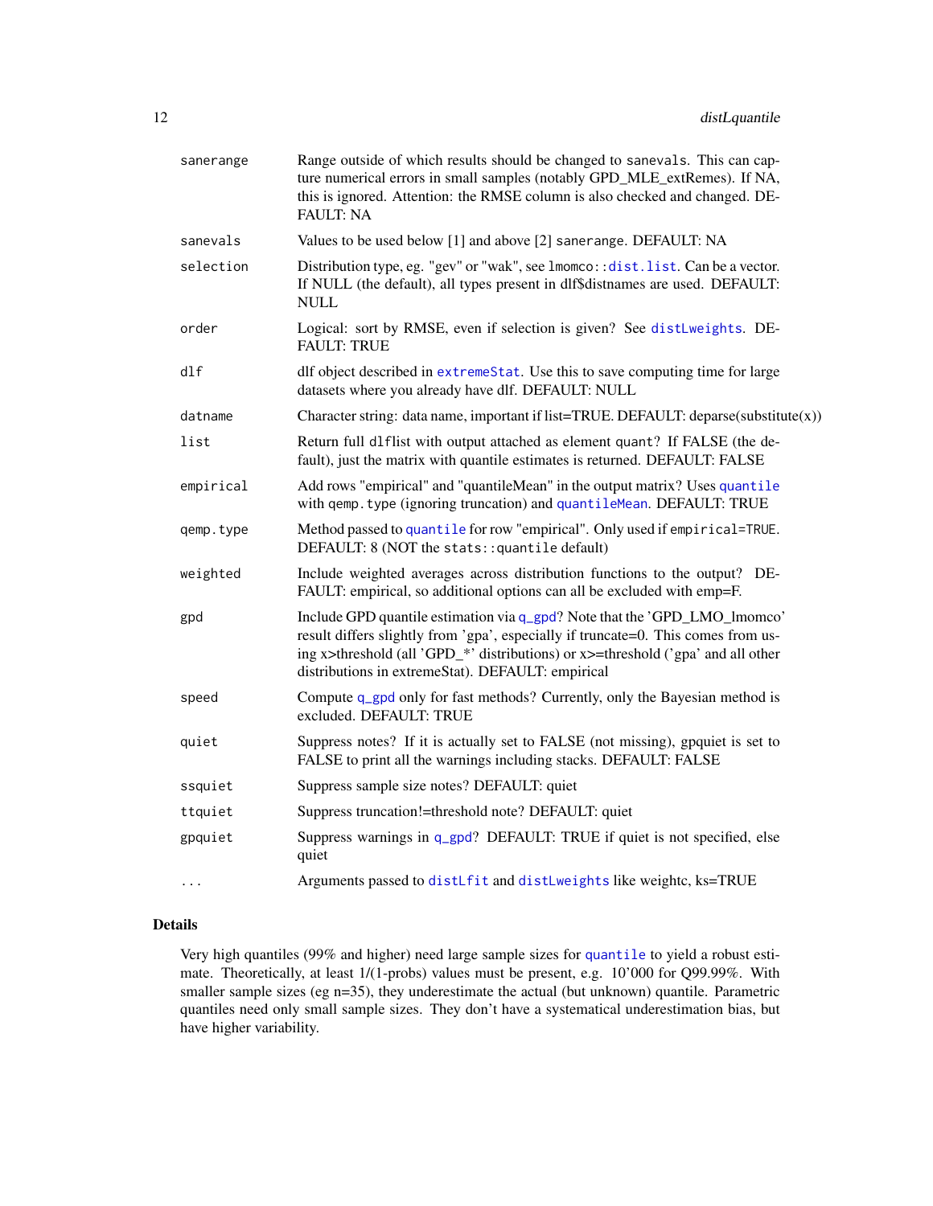| | |
|---|---|
| sanerange | Range outside of which results should be changed to sanevals. This can capture numerical errors in small samples (notably GPD_MLE_extRemes). If NA, this is ignored. Attention: the RMSE column is also checked and changed. DEFAULT: NA |
| sanevals | Values to be used below [1] and above [2] sanerange. DEFAULT: NA |
| selection | Distribution type, eg. "gev" or "wak", see lmomco::dist.list. Can be a vector. If NULL (the default), all types present in dlf$distnames are used. DEFAULT: NULL |
| order | Logical: sort by RMSE, even if selection is given? See distLweights. DEFAULT: TRUE |
| dlf | dlf object described in extremeStat. Use this to save computing time for large datasets where you already have dlf. DEFAULT: NULL |
| datname | Character string: data name, important if list=TRUE. DEFAULT: deparse(substitute(x)) |
| list | Return full dlflist with output attached as element quant? If FALSE (the default), just the matrix with quantile estimates is returned. DEFAULT: FALSE |
| empirical | Add rows "empirical" and "quantileMean" in the output matrix? Uses quantile with qemp.type (ignoring truncation) and quantileMean. DEFAULT: TRUE |
| qemp.type | Method passed to quantile for row "empirical". Only used if empirical=TRUE. DEFAULT: 8 (NOT the stats::quantile default) |
| weighted | Include weighted averages across distribution functions to the output? DEFAULT: empirical, so additional options can all be excluded with emp=F. |
| gpd | Include GPD quantile estimation via q_gpd? Note that the 'GPD_LMO_lmomco' result differs slightly from 'gpa', especially if truncate=0. This comes from using x>threshold (all 'GPD_*' distributions) or x>=threshold ('gpa' and all other distributions in extremeStat). DEFAULT: empirical |
| speed | Compute q_gpd only for fast methods? Currently, only the Bayesian method is excluded. DEFAULT: TRUE |
| quiet | Suppress notes? If it is actually set to FALSE (not missing), gpquiet is set to FALSE to print all the warnings including stacks. DEFAULT: FALSE |
| ssquiet | Suppress sample size notes? DEFAULT: quiet |
| ttquiet | Suppress truncation!=threshold note? DEFAULT: quiet |
| gpquiet | Suppress warnings in q_gpd? DEFAULT: TRUE if quiet is not specified, else quiet |
| ... | Arguments passed to distLfit and distLweights like weightc, ks=TRUE |

## Details

Very high quantiles (99% and higher) need large sample sizes for quantile to yield a robust estimate. Theoretically, at least 1/(1-probs) values must be present, e.g. 10'000 for Q99.99%. With smaller sample sizes (eg n=35), they underestimate the actual (but unknown) quantile. Parametric quantiles need only small sample sizes. They don't have a systematical underestimation bias, but have higher variability.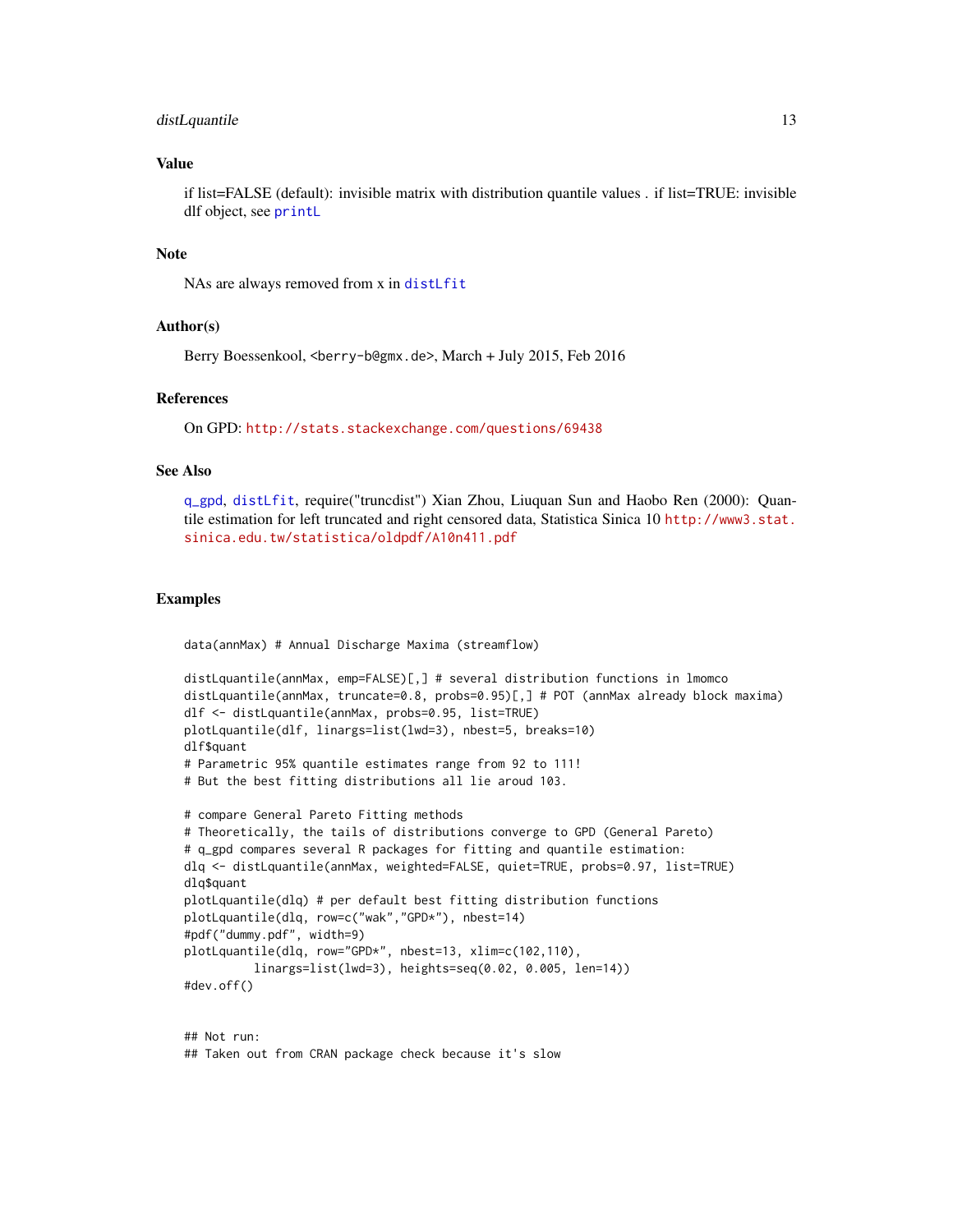### Value

if list=FALSE (default): invisible matrix with distribution quantile values . if list=TRUE: invisible dlf object, see printL

### Note

NAs are always removed from x in distLfit

### Author(s)

Berry Boessenkool, <berry-b@gmx.de>, March + July 2015, Feb 2016

### References

On GPD: http://stats.stackexchange.com/questions/69438

### See Also

q_gpd, distLfit, require("truncdist") Xian Zhou, Liuquan Sun and Haobo Ren (2000): Quantile estimation for left truncated and right censored data, Statistica Sinica 10 http://www3.stat.sinica.edu.tw/statistica/oldpdf/A10n411.pdf

### Examples

```
data(annMax) # Annual Discharge Maxima (streamflow)

distLquantile(annMax, emp=FALSE)[,] # several distribution functions in lmomco
distLquantile(annMax, truncate=0.8, probs=0.95)[,] # POT (annMax already block maxima)
dlf <- distLquantile(annMax, probs=0.95, list=TRUE)
plotLquantile(dlf, linargs=list(lwd=3), nbest=5, breaks=10)
dlf$quant
# Parametric 95% quantile estimates range from 92 to 111!
# But the best fitting distributions all lie aroud 103.

# compare General Pareto Fitting methods
# Theoretically, the tails of distributions converge to GPD (General Pareto)
# q_gpd compares several R packages for fitting and quantile estimation:
dlq <- distLquantile(annMax, weighted=FALSE, quiet=TRUE, probs=0.97, list=TRUE)
dlq$quant
plotLquantile(dlq) # per default best fitting distribution functions
plotLquantile(dlq, row=c("wak","GPD*"), nbest=14)
#pdf("dummy.pdf", width=9)
plotLquantile(dlq, row="GPD*", nbest=13, xlim=c(102,110),
          linargs=list(lwd=3), heights=seq(0.02, 0.005, len=14))
#dev.off()


## Not run:
## Taken out from CRAN package check because it's slow
```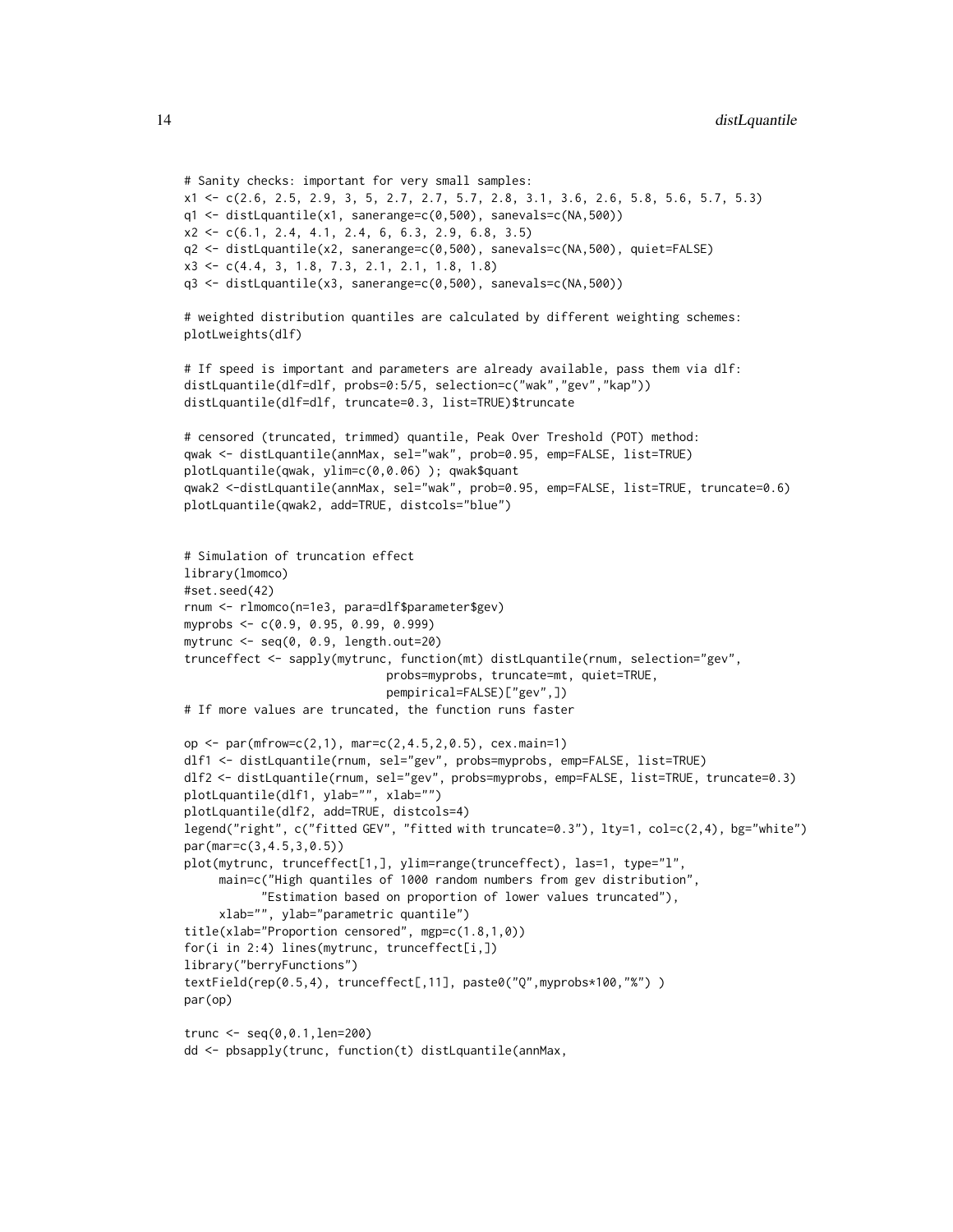```
# Sanity checks: important for very small samples:
x1 <- c(2.6, 2.5, 2.9, 3, 5, 2.7, 2.7, 5.7, 2.8, 3.1, 3.6, 2.6, 5.8, 5.6, 5.7, 5.3)
q1 <- distLquantile(x1, sanerange=c(0,500), sanevals=c(NA,500))
x2 <- c(6.1, 2.4, 4.1, 2.4, 6, 6.3, 2.9, 6.8, 3.5)
q2 <- distLquantile(x2, sanerange=c(0,500), sanevals=c(NA,500), quiet=FALSE)
x3 <- c(4.4, 3, 1.8, 7.3, 2.1, 2.1, 1.8, 1.8)
q3 <- distLquantile(x3, sanerange=c(0,500), sanevals=c(NA,500))

# weighted distribution quantiles are calculated by different weighting schemes:
plotLweights(dlf)

# If speed is important and parameters are already available, pass them via dlf:
distLquantile(dlf=dlf, probs=0:5/5, selection=c("wak","gev","kap"))
distLquantile(dlf=dlf, truncate=0.3, list=TRUE)$truncate

# censored (truncated, trimmed) quantile, Peak Over Treshold (POT) method:
qwak <- distLquantile(annMax, sel="wak", prob=0.95, emp=FALSE, list=TRUE)
plotLquantile(qwak, ylim=c(0,0.06) ); qwak$quant
qwak2 <-distLquantile(annMax, sel="wak", prob=0.95, emp=FALSE, list=TRUE, truncate=0.6)
plotLquantile(qwak2, add=TRUE, distcols="blue")


# Simulation of truncation effect
library(lmomco)
#set.seed(42)
rnum <- rlmomco(n=1e3, para=dlf$parameter$gev)
myprobs <- c(0.9, 0.95, 0.99, 0.999)
mytrunc <- seq(0, 0.9, length.out=20)
trunceffect <- sapply(mytrunc, function(mt) distLquantile(rnum, selection="gev",
                             probs=myprobs, truncate=mt, quiet=TRUE,
                             pempirical=FALSE)["gev",])
# If more values are truncated, the function runs faster

op <- par(mfrow=c(2,1), mar=c(2,4.5,2,0.5), cex.main=1)
dlf1 <- distLquantile(rnum, sel="gev", probs=myprobs, emp=FALSE, list=TRUE)
dlf2 <- distLquantile(rnum, sel="gev", probs=myprobs, emp=FALSE, list=TRUE, truncate=0.3)
plotLquantile(dlf1, ylab="", xlab="")
plotLquantile(dlf2, add=TRUE, distcols=4)
legend("right", c("fitted GEV", "fitted with truncate=0.3"), lty=1, col=c(2,4), bg="white")
par(mar=c(3,4.5,3,0.5))
plot(mytrunc, trunceffect[1,], ylim=range(trunceffect), las=1, type="l",
     main=c("High quantiles of 1000 random numbers from gev distribution",
          "Estimation based on proportion of lower values truncated"),
     xlab="", ylab="parametric quantile")
title(xlab="Proportion censored", mgp=c(1.8,1,0))
for(i in 2:4) lines(mytrunc, trunceffect[i,])
library("berryFunctions")
textField(rep(0.5,4), trunceffect[,11], paste0("Q",myprobs*100,"%") )
par(op)

trunc <- seq(0,0.1,len=200)
dd <- pbsapply(trunc, function(t) distLquantile(annMax,
```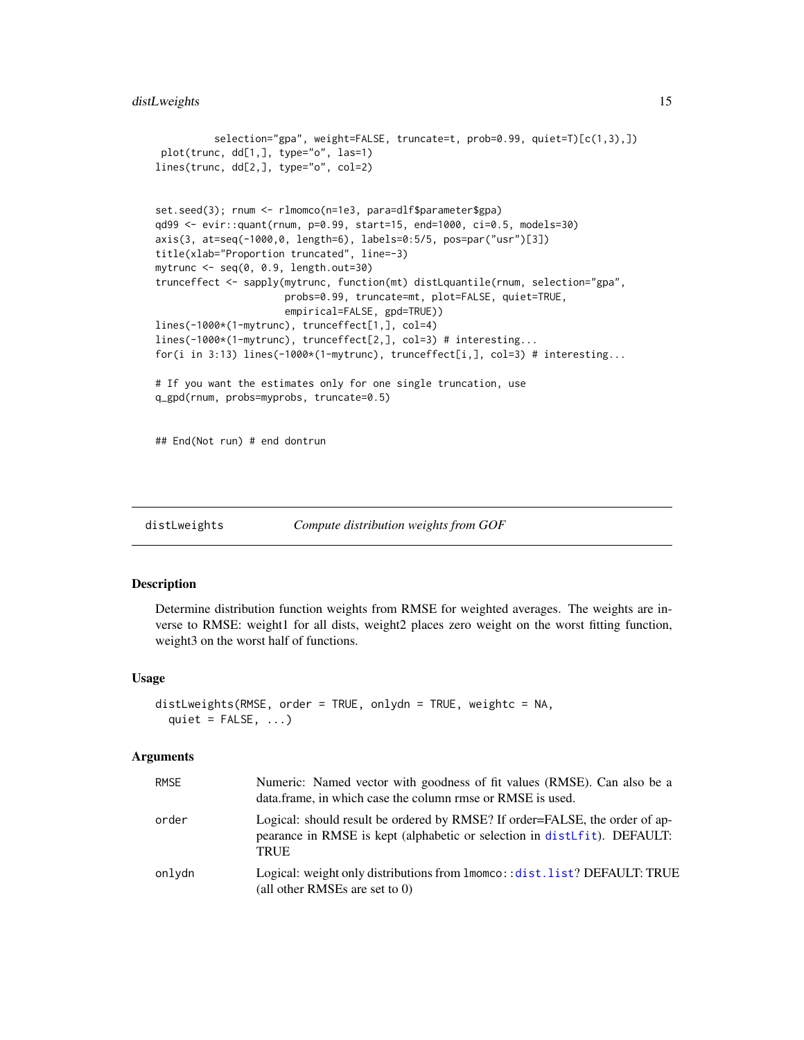```
          selection="gpa", weight=FALSE, truncate=t, prob=0.99, quiet=T)[c(1,3),])
 plot(trunc, dd[1,], type="o", las=1)
lines(trunc, dd[2,], type="o", col=2)


set.seed(3); rnum <- rlmomco(n=1e3, para=dlf$parameter$gpa)
qd99 <- evir::quant(rnum, p=0.99, start=15, end=1000, ci=0.5, models=30)
axis(3, at=seq(-1000,0, length=6), labels=0:5/5, pos=par("usr")[3])
title(xlab="Proportion truncated", line=-3)
mytrunc <- seq(0, 0.9, length.out=30)
trunceffect <- sapply(mytrunc, function(mt) distLquantile(rnum, selection="gpa",
                     probs=0.99, truncate=mt, plot=FALSE, quiet=TRUE,
                     empirical=FALSE, gpd=TRUE))
lines(-1000*(1-mytrunc), trunceffect[1,], col=4)
lines(-1000*(1-mytrunc), trunceffect[2,], col=3) # interesting...
for(i in 3:13) lines(-1000*(1-mytrunc), trunceffect[i,], col=3) # interesting...

# If you want the estimates only for one single truncation, use
q_gpd(rnum, probs=myprobs, truncate=0.5)


## End(Not run) # end dontrun
```

---

## distLweights — *Compute distribution weights from GOF*

### Description

Determine distribution function weights from RMSE for weighted averages. The weights are inverse to RMSE: weight1 for all dists, weight2 places zero weight on the worst fitting function, weight3 on the worst half of functions.

### Usage

```
distLweights(RMSE, order = TRUE, onlydn = TRUE, weightc = NA,
  quiet = FALSE, ...)
```

### Arguments

| | |
|---|---|
| RMSE | Numeric: Named vector with goodness of fit values (RMSE). Can also be a data.frame, in which case the column rmse or RMSE is used. |
| order | Logical: should result be ordered by RMSE? If order=FALSE, the order of appearance in RMSE is kept (alphabetic or selection in distLfit). DEFAULT: TRUE |
| onlydn | Logical: weight only distributions from lmomco::dist.list? DEFAULT: TRUE (all other RMSEs are set to 0) |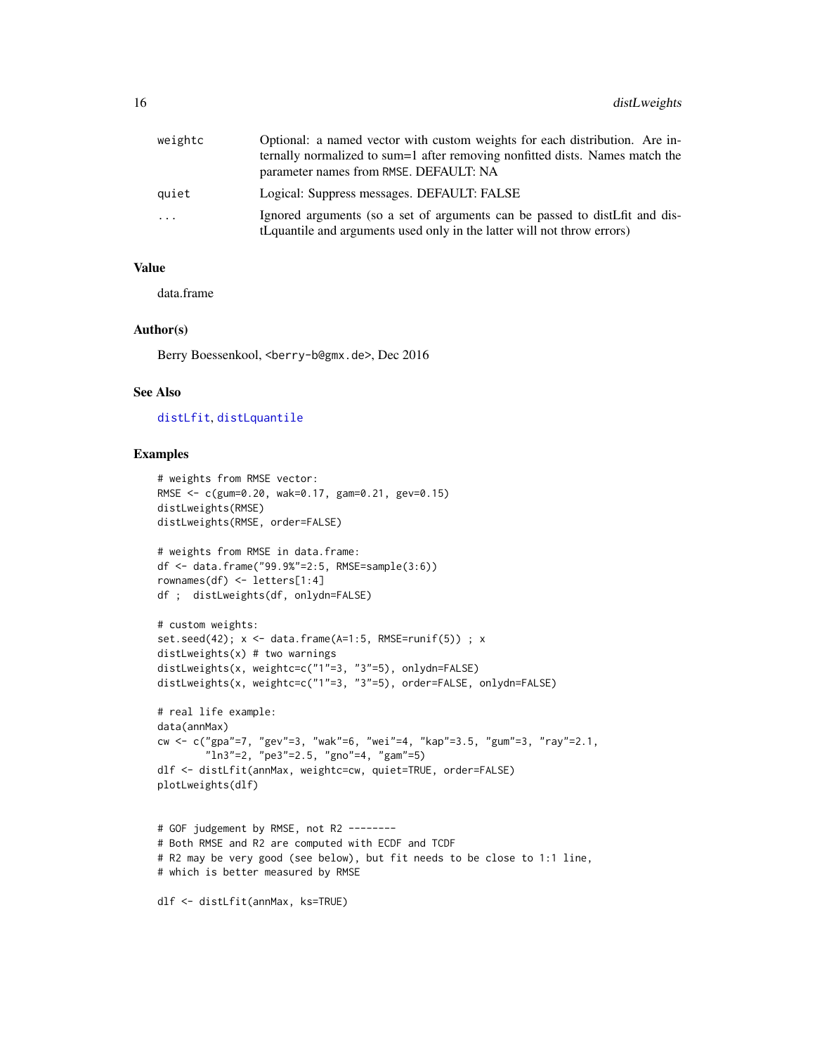| | |
|---|---|
| weightc | Optional: a named vector with custom weights for each distribution. Are internally normalized to sum=1 after removing nonfitted dists. Names match the parameter names from RMSE. DEFAULT: NA |
| quiet | Logical: Suppress messages. DEFAULT: FALSE |
| ... | Ignored arguments (so a set of arguments can be passed to distLfit and distLquantile and arguments used only in the latter will not throw errors) |

### Value

data.frame

### Author(s)

Berry Boessenkool, <berry-b@gmx.de>, Dec 2016

### See Also

distLfit, distLquantile

### Examples

```
# weights from RMSE vector:
RMSE <- c(gum=0.20, wak=0.17, gam=0.21, gev=0.15)
distLweights(RMSE)
distLweights(RMSE, order=FALSE)

# weights from RMSE in data.frame:
df <- data.frame("99.9%"=2:5, RMSE=sample(3:6))
rownames(df) <- letters[1:4]
df ;  distLweights(df, onlydn=FALSE)

# custom weights:
set.seed(42); x <- data.frame(A=1:5, RMSE=runif(5)) ; x
distLweights(x) # two warnings
distLweights(x, weightc=c("1"=3, "3"=5), onlydn=FALSE)
distLweights(x, weightc=c("1"=3, "3"=5), order=FALSE, onlydn=FALSE)

# real life example:
data(annMax)
cw <- c("gpa"=7, "gev"=3, "wak"=6, "wei"=4, "kap"=3.5, "gum"=3, "ray"=2.1,
        "ln3"=2, "pe3"=2.5, "gno"=4, "gam"=5)
dlf <- distLfit(annMax, weightc=cw, quiet=TRUE, order=FALSE)
plotLweights(dlf)


# GOF judgement by RMSE, not R2 --------
# Both RMSE and R2 are computed with ECDF and TCDF
# R2 may be very good (see below), but fit needs to be close to 1:1 line,
# which is better measured by RMSE

dlf <- distLfit(annMax, ks=TRUE)
```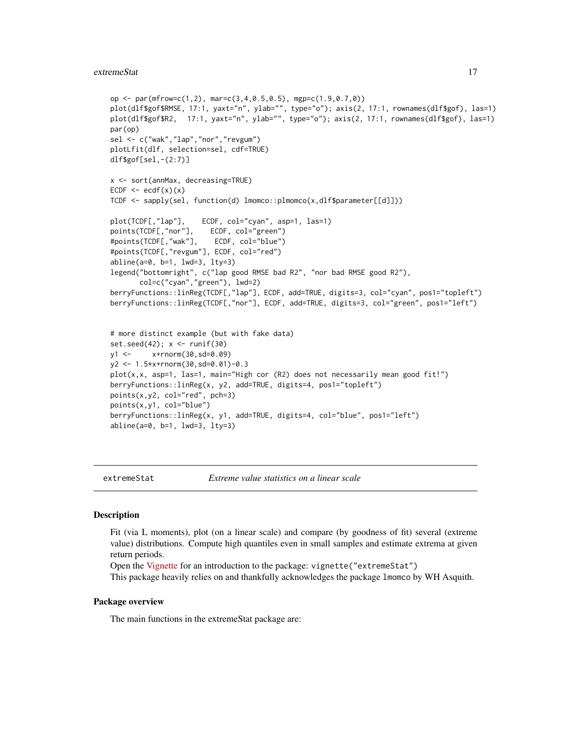```
op <- par(mfrow=c(1,2), mar=c(3,4,0.5,0.5), mgp=c(1.9,0.7,0))
plot(dlf$gof$RMSE, 17:1, yaxt="n", ylab="", type="o"); axis(2, 17:1, rownames(dlf$gof), las=1)
plot(dlf$gof$R2,  17:1, yaxt="n", ylab="", type="o"); axis(2, 17:1, rownames(dlf$gof), las=1)
par(op)
sel <- c("wak","lap","nor","revgum")
plotLfit(dlf, selection=sel, cdf=TRUE)
dlf$gof[sel,-(2:7)]

x <- sort(annMax, decreasing=TRUE)
ECDF <- ecdf(x)(x)
TCDF <- sapply(sel, function(d) lmomco::plmomco(x,dlf$parameter[[d]]))

plot(TCDF[,"lap"],    ECDF, col="cyan", asp=1, las=1)
points(TCDF[,"nor"],    ECDF, col="green")
#points(TCDF[,"wak"],    ECDF, col="blue")
#points(TCDF[,"revgum"], ECDF, col="red")
abline(a=0, b=1, lwd=3, lty=3)
legend("bottomright", c("lap good RMSE bad R2", "nor bad RMSE good R2"),
       col=c("cyan","green"), lwd=2)
berryFunctions::linReg(TCDF[,"lap"], ECDF, add=TRUE, digits=3, col="cyan", pos1="topleft")
berryFunctions::linReg(TCDF[,"nor"], ECDF, add=TRUE, digits=3, col="green", pos1="left")


# more distinct example (but with fake data)
set.seed(42); x <- runif(30)
y1 <-     x+rnorm(30,sd=0.09)
y2 <- 1.5*x+rnorm(30,sd=0.01)-0.3
plot(x,x, asp=1, las=1, main="High cor (R2) does not necessarily mean good fit!")
berryFunctions::linReg(x, y2, add=TRUE, digits=4, pos1="topleft")
points(x,y2, col="red", pch=3)
points(x,y1, col="blue")
berryFunctions::linReg(x, y1, add=TRUE, digits=4, col="blue", pos1="left")
abline(a=0, b=1, lwd=3, lty=3)
```

---

## extremeStat — *Extreme value statistics on a linear scale*

### Description

Fit (via L moments), plot (on a linear scale) and compare (by goodness of fit) several (extreme value) distributions. Compute high quantiles even in small samples and estimate extrema at given return periods.
Open the Vignette for an introduction to the package: `vignette("extremeStat")`
This package heavily relies on and thankfully acknowledges the package `lmomco` by WH Asquith.

### Package overview

The main functions in the extremeStat package are: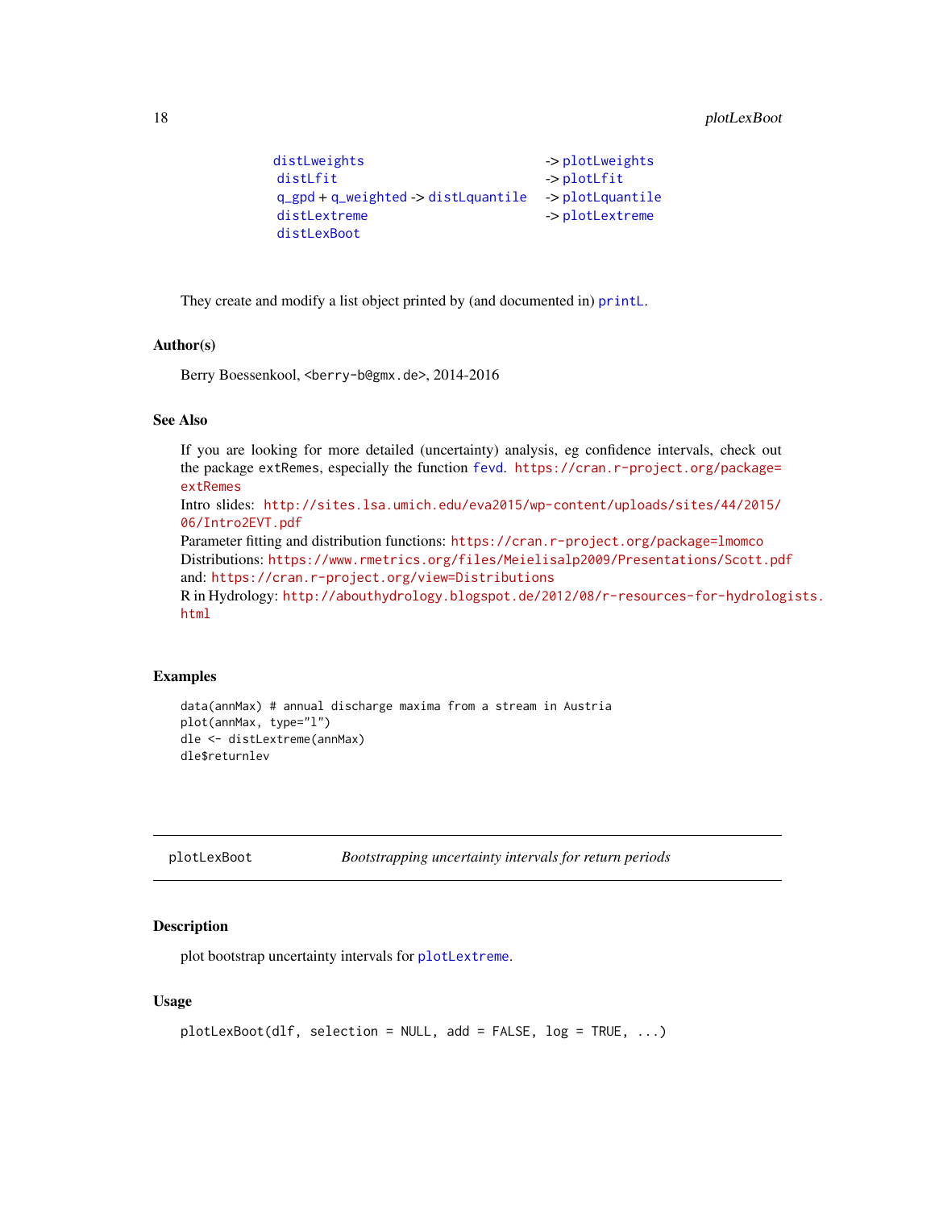```
distLweights                          -> plotLweights
distLfit                              -> plotLfit
q_gpd + q_weighted -> distLquantile   -> plotLquantile
distLextreme                          -> plotLextreme
distLexBoot
```

They create and modify a list object printed by (and documented in) printL.

### Author(s)

Berry Boessenkool, <berry-b@gmx.de>, 2014-2016

### See Also

If you are looking for more detailed (uncertainty) analysis, eg confidence intervals, check out the package extRemes, especially the function fevd. https://cran.r-project.org/package=extRemes
Intro slides: http://sites.lsa.umich.edu/eva2015/wp-content/uploads/sites/44/2015/06/Intro2EVT.pdf
Parameter fitting and distribution functions: https://cran.r-project.org/package=lmomco
Distributions: https://www.rmetrics.org/files/Meielisalp2009/Presentations/Scott.pdf
and: https://cran.r-project.org/view=Distributions
R in Hydrology: http://abouthydrology.blogspot.de/2012/08/r-resources-for-hydrologists.html

### Examples

```
data(annMax) # annual discharge maxima from a stream in Austria
plot(annMax, type="l")
dle <- distLextreme(annMax)
dle$returnlev
```

---

## plotLexBoot — *Bootstrapping uncertainty intervals for return periods*

---

### Description

plot bootstrap uncertainty intervals for plotLextreme.

### Usage

```
plotLexBoot(dlf, selection = NULL, add = FALSE, log = TRUE, ...)
```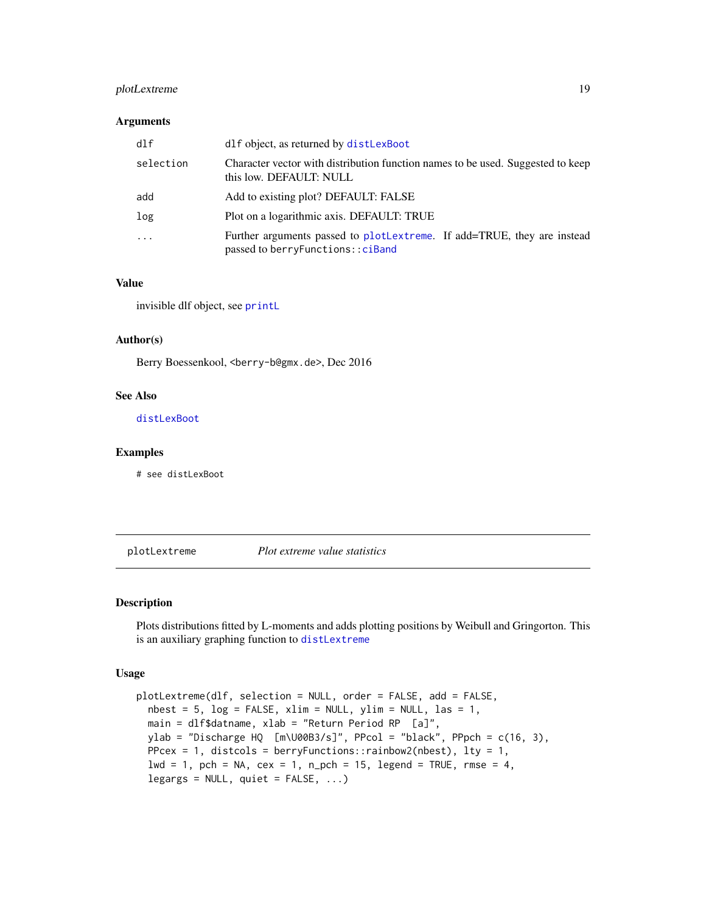## Arguments

| | |
|---|---|
| dlf | dlf object, as returned by distLexBoot |
| selection | Character vector with distribution function names to be used. Suggested to keep this low. DEFAULT: NULL |
| add | Add to existing plot? DEFAULT: FALSE |
| log | Plot on a logarithmic axis. DEFAULT: TRUE |
| ... | Further arguments passed to plotLextreme. If add=TRUE, they are instead passed to berryFunctions::ciBand |

## Value

invisible dlf object, see printL

## Author(s)

Berry Boessenkool, <berry-b@gmx.de>, Dec 2016

## See Also

distLexBoot

## Examples

```
# see distLexBoot
```

---

# plotLextreme — *Plot extreme value statistics*

## Description

Plots distributions fitted by L-moments and adds plotting positions by Weibull and Gringorton. This is an auxiliary graphing function to distLextreme

## Usage

```
plotLextreme(dlf, selection = NULL, order = FALSE, add = FALSE,
  nbest = 5, log = FALSE, xlim = NULL, ylim = NULL, las = 1,
  main = dlf$datname, xlab = "Return Period RP  [a]",
  ylab = "Discharge HQ  [m\U00B3/s]", PPcol = "black", PPpch = c(16, 3),
  PPcex = 1, distcols = berryFunctions::rainbow2(nbest), lty = 1,
  lwd = 1, pch = NA, cex = 1, n_pch = 15, legend = TRUE, rmse = 4,
  legargs = NULL, quiet = FALSE, ...)
```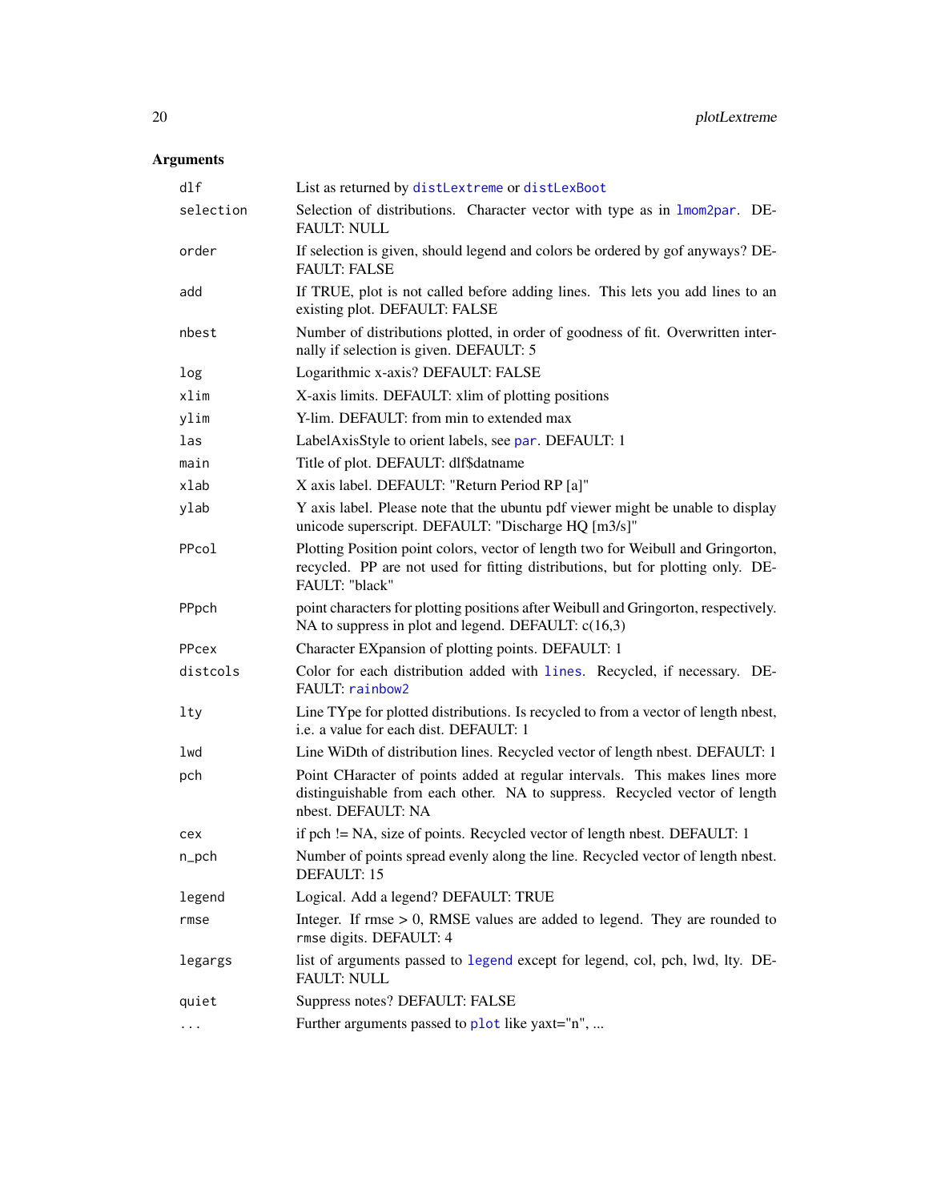## Arguments

| | |
|---|---|
| `dlf` | List as returned by `distLextreme` or `distLexBoot` |
| `selection` | Selection of distributions. Character vector with type as in `lmom2par`. DEFAULT: NULL |
| `order` | If selection is given, should legend and colors be ordered by gof anyways? DEFAULT: FALSE |
| `add` | If TRUE, plot is not called before adding lines. This lets you add lines to an existing plot. DEFAULT: FALSE |
| `nbest` | Number of distributions plotted, in order of goodness of fit. Overwritten internally if selection is given. DEFAULT: 5 |
| `log` | Logarithmic x-axis? DEFAULT: FALSE |
| `xlim` | X-axis limits. DEFAULT: xlim of plotting positions |
| `ylim` | Y-lim. DEFAULT: from min to extended max |
| `las` | LabelAxisStyle to orient labels, see `par`. DEFAULT: 1 |
| `main` | Title of plot. DEFAULT: dlf$datname |
| `xlab` | X axis label. DEFAULT: "Return Period RP [a]" |
| `ylab` | Y axis label. Please note that the ubuntu pdf viewer might be unable to display unicode superscript. DEFAULT: "Discharge HQ [m3/s]" |
| `PPcol` | Plotting Position point colors, vector of length two for Weibull and Gringorton, recycled. PP are not used for fitting distributions, but for plotting only. DEFAULT: "black" |
| `PPpch` | point characters for plotting positions after Weibull and Gringorton, respectively. NA to suppress in plot and legend. DEFAULT: c(16,3) |
| `PPcex` | Character EXpansion of plotting points. DEFAULT: 1 |
| `distcols` | Color for each distribution added with `lines`. Recycled, if necessary. DEFAULT: `rainbow2` |
| `lty` | Line TYpe for plotted distributions. Is recycled to from a vector of length nbest, i.e. a value for each dist. DEFAULT: 1 |
| `lwd` | Line WiDth of distribution lines. Recycled vector of length nbest. DEFAULT: 1 |
| `pch` | Point CHaracter of points added at regular intervals. This makes lines more distinguishable from each other. NA to suppress. Recycled vector of length nbest. DEFAULT: NA |
| `cex` | if pch != NA, size of points. Recycled vector of length nbest. DEFAULT: 1 |
| `n_pch` | Number of points spread evenly along the line. Recycled vector of length nbest. DEFAULT: 15 |
| `legend` | Logical. Add a legend? DEFAULT: TRUE |
| `rmse` | Integer. If rmse > 0, RMSE values are added to legend. They are rounded to `rmse` digits. DEFAULT: 4 |
| `legargs` | list of arguments passed to `legend` except for legend, col, pch, lwd, lty. DEFAULT: NULL |
| `quiet` | Suppress notes? DEFAULT: FALSE |
| `...` | Further arguments passed to `plot` like yaxt="n", ... |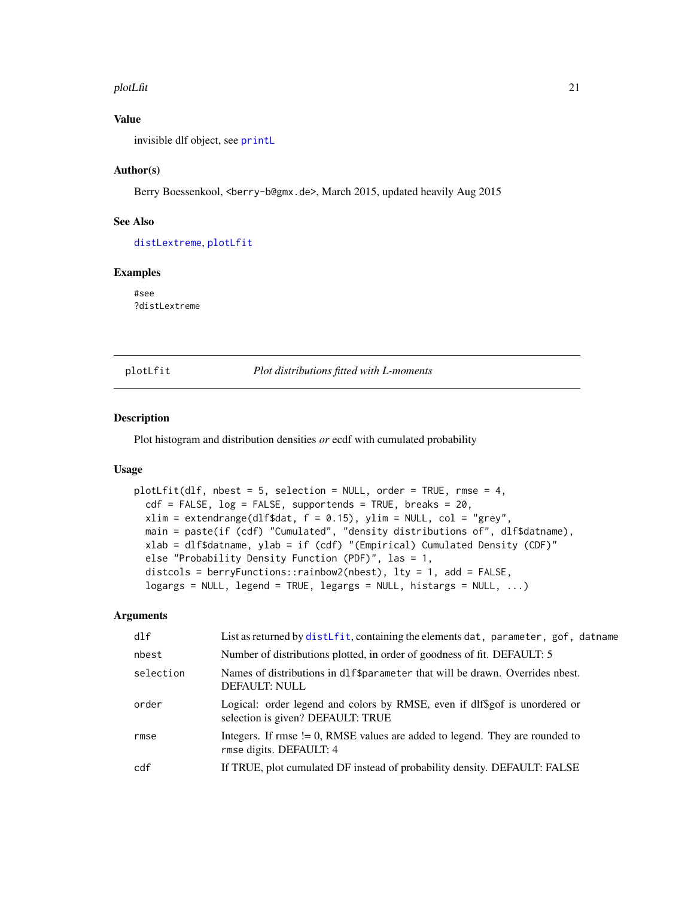## Value

invisible dlf object, see printL

## Author(s)

Berry Boessenkool, <berry-b@gmx.de>, March 2015, updated heavily Aug 2015

## See Also

distLextreme, plotLfit

## Examples

```
#see
?distLextreme
```

---

# plotLfit — *Plot distributions fitted with L-moments*

## Description

Plot histogram and distribution densities *or* ecdf with cumulated probability

## Usage

```
plotLfit(dlf, nbest = 5, selection = NULL, order = TRUE, rmse = 4,
  cdf = FALSE, log = FALSE, supportends = TRUE, breaks = 20,
  xlim = extendrange(dlf$dat, f = 0.15), ylim = NULL, col = "grey",
  main = paste(if (cdf) "Cumulated", "density distributions of", dlf$datname),
  xlab = dlf$datname, ylab = if (cdf) "(Empirical) Cumulated Density (CDF)"
  else "Probability Density Function (PDF)", las = 1,
  distcols = berryFunctions::rainbow2(nbest), lty = 1, add = FALSE,
  logargs = NULL, legend = TRUE, legargs = NULL, histargs = NULL, ...)
```

## Arguments

| | |
|---|---|
| dlf | List as returned by distLfit, containing the elements dat, parameter, gof, datname |
| nbest | Number of distributions plotted, in order of goodness of fit. DEFAULT: 5 |
| selection | Names of distributions in dlf$parameter that will be drawn. Overrides nbest. DEFAULT: NULL |
| order | Logical: order legend and colors by RMSE, even if dlf$gof is unordered or selection is given? DEFAULT: TRUE |
| rmse | Integers. If rmse != 0, RMSE values are added to legend. They are rounded to rmse digits. DEFAULT: 4 |
| cdf | If TRUE, plot cumulated DF instead of probability density. DEFAULT: FALSE |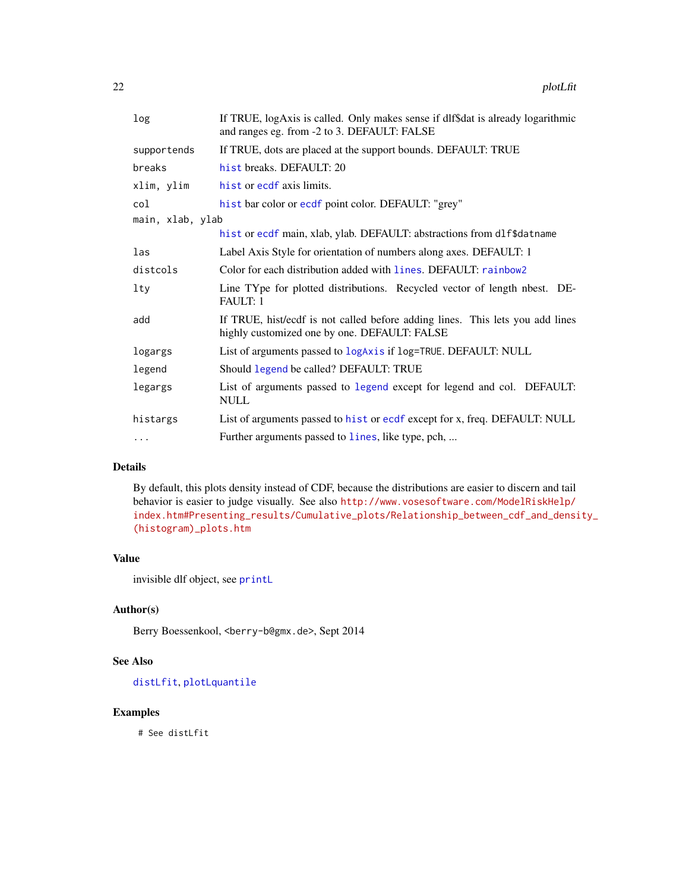| | |
|---|---|
| log | If TRUE, logAxis is called. Only makes sense if dlf$dat is already logarithmic and ranges eg. from -2 to 3. DEFAULT: FALSE |
| supportends | If TRUE, dots are placed at the support bounds. DEFAULT: TRUE |
| breaks | hist breaks. DEFAULT: 20 |
| xlim, ylim | hist or ecdf axis limits. |
| col | hist bar color or ecdf point color. DEFAULT: "grey" |
| main, xlab, ylab | hist or ecdf main, xlab, ylab. DEFAULT: abstractions from dlf$datname |
| las | Label Axis Style for orientation of numbers along axes. DEFAULT: 1 |
| distcols | Color for each distribution added with lines. DEFAULT: rainbow2 |
| lty | Line TYpe for plotted distributions. Recycled vector of length nbest. DEFAULT: 1 |
| add | If TRUE, hist/ecdf is not called before adding lines. This lets you add lines highly customized one by one. DEFAULT: FALSE |
| logargs | List of arguments passed to logAxis if log=TRUE. DEFAULT: NULL |
| legend | Should legend be called? DEFAULT: TRUE |
| legargs | List of arguments passed to legend except for legend and col. DEFAULT: NULL |
| histargs | List of arguments passed to hist or ecdf except for x, freq. DEFAULT: NULL |
| ... | Further arguments passed to lines, like type, pch, ... |

## Details

By default, this plots density instead of CDF, because the distributions are easier to discern and tail behavior is easier to judge visually. See also http://www.vosesoftware.com/ModelRiskHelp/index.htm#Presenting_results/Cumulative_plots/Relationship_between_cdf_and_density_(histogram)_plots.htm

## Value

invisible dlf object, see printL

## Author(s)

Berry Boessenkool, <berry-b@gmx.de>, Sept 2014

## See Also

distLfit, plotLquantile

## Examples

```
# See distLfit
```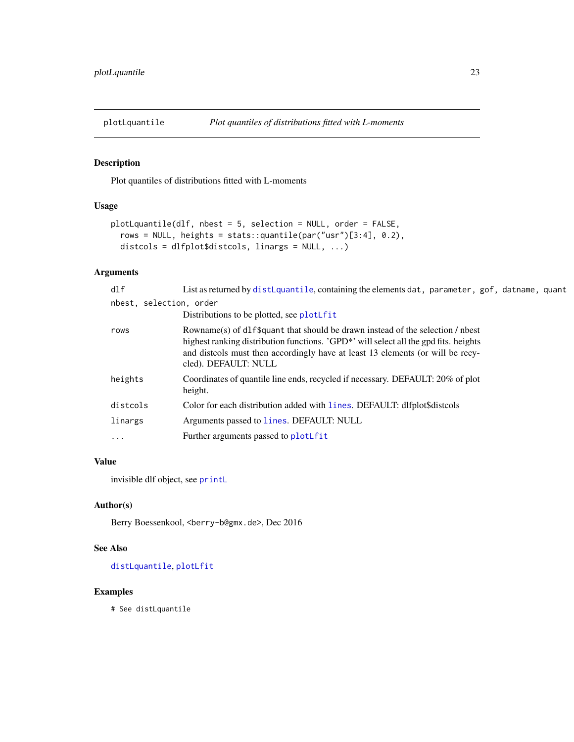`plotLquantile` *Plot quantiles of distributions fitted with L-moments*

## Description

Plot quantiles of distributions fitted with L-moments

## Usage

```
plotLquantile(dlf, nbest = 5, selection = NULL, order = FALSE,
  rows = NULL, heights = stats::quantile(par("usr")[3:4], 0.2),
  distcols = dlfplot$distcols, linargs = NULL, ...)
```

## Arguments

| | |
|---|---|
| `dlf` | List as returned by `distLquantile`, containing the elements `dat, parameter, gof, datname, quant` |
| `nbest, selection, order` | Distributions to be plotted, see `plotLfit` |
| `rows` | Rowname(s) of `dlf$quant` that should be drawn instead of the selection / nbest highest ranking distribution functions. 'GPD*' will select all the gpd fits. heights and distcols must then accordingly have at least 13 elements (or will be recycled). DEFAULT: NULL |
| `heights` | Coordinates of quantile line ends, recycled if necessary. DEFAULT: 20% of plot height. |
| `distcols` | Color for each distribution added with `lines`. DEFAULT: dlfplot$distcols |
| `linargs` | Arguments passed to `lines`. DEFAULT: NULL |
| `...` | Further arguments passed to `plotLfit` |

## Value

invisible dlf object, see `printL`

## Author(s)

Berry Boessenkool, <berry-b@gmx.de>, Dec 2016

## See Also

`distLquantile`, `plotLfit`

## Examples

```
# See distLquantile
```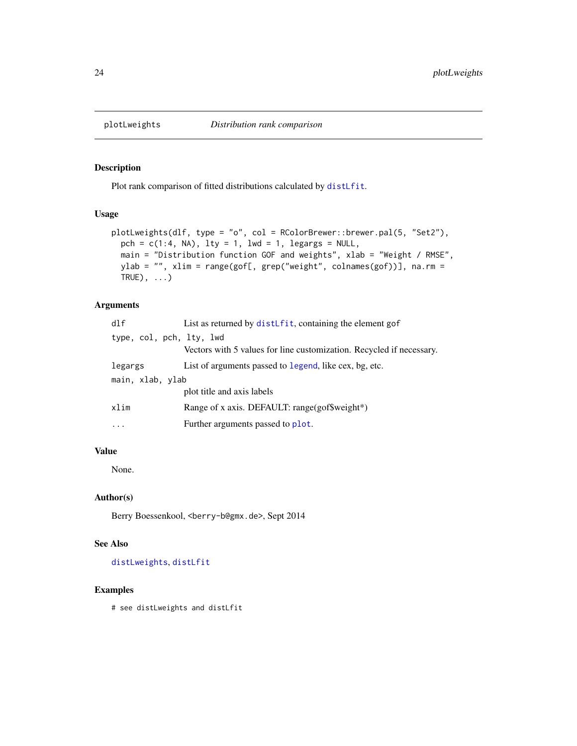# plotLweights — *Distribution rank comparison*

## Description

Plot rank comparison of fitted distributions calculated by `distLfit`.

## Usage

```
plotLweights(dlf, type = "o", col = RColorBrewer::brewer.pal(5, "Set2"),
  pch = c(1:4, NA), lty = 1, lwd = 1, legargs = NULL,
  main = "Distribution function GOF and weights", xlab = "Weight / RMSE",
  ylab = "", xlim = range(gof[, grep("weight", colnames(gof))], na.rm =
  TRUE), ...)
```

## Arguments

| | |
|---|---|
| `dlf` | List as returned by `distLfit`, containing the element `gof` |
| `type, col, pch, lty, lwd` | Vectors with 5 values for line customization. Recycled if necessary. |
| `legargs` | List of arguments passed to `legend`, like cex, bg, etc. |
| `main, xlab, ylab` | plot title and axis labels |
| `xlim` | Range of x axis. DEFAULT: range(gof$weight*) |
| `...` | Further arguments passed to `plot`. |

## Value

None.

## Author(s)

Berry Boessenkool, `<berry-b@gmx.de>`, Sept 2014

## See Also

`distLweights`, `distLfit`

## Examples

```
# see distLweights and distLfit
```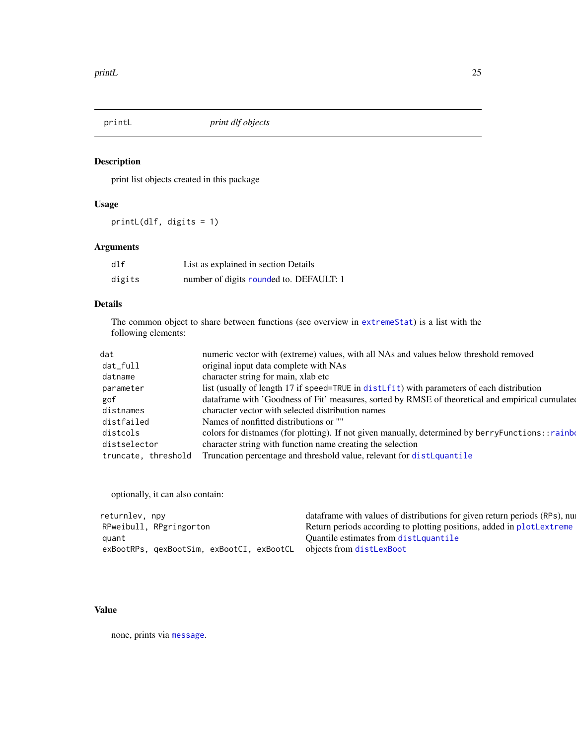printL *print dlf objects*

## Description

print list objects created in this package

## Usage

```
printL(dlf, digits = 1)
```

## Arguments

| | |
|---|---|
| dlf | List as explained in section Details |
| digits | number of digits rounded to. DEFAULT: 1 |

## Details

The common object to share between functions (see overview in extremeStat) is a list with the following elements:

| | |
|---|---|
| dat | numeric vector with (extreme) values, with all NAs and values below threshold removed |
| dat_full | original input data complete with NAs |
| datname | character string for main, xlab etc |
| parameter | list (usually of length 17 if speed=TRUE in distLfit) with parameters of each distribution |
| gof | dataframe with 'Goodness of Fit' measures, sorted by RMSE of theoretical and empirical cumulated |
| distnames | character vector with selected distribution names |
| distfailed | Names of nonfitted distributions or "" |
| distcols | colors for distnames (for plotting). If not given manually, determined by berryFunctions::rainbo |
| distselector | character string with function name creating the selection |
| truncate, threshold | Truncation percentage and threshold value, relevant for distLquantile |

optionally, it can also contain:

| | |
|---|---|
| returnlev, npy | dataframe with values of distributions for given return periods (RPs), nu |
| RPweibull, RPgringorton | Return periods according to plotting positions, added in plotLextreme |
| quant | Quantile estimates from distLquantile |
| exBootRPs, qexBootSim, exBootCI, exBootCL | objects from distLexBoot |

## Value

none, prints via message.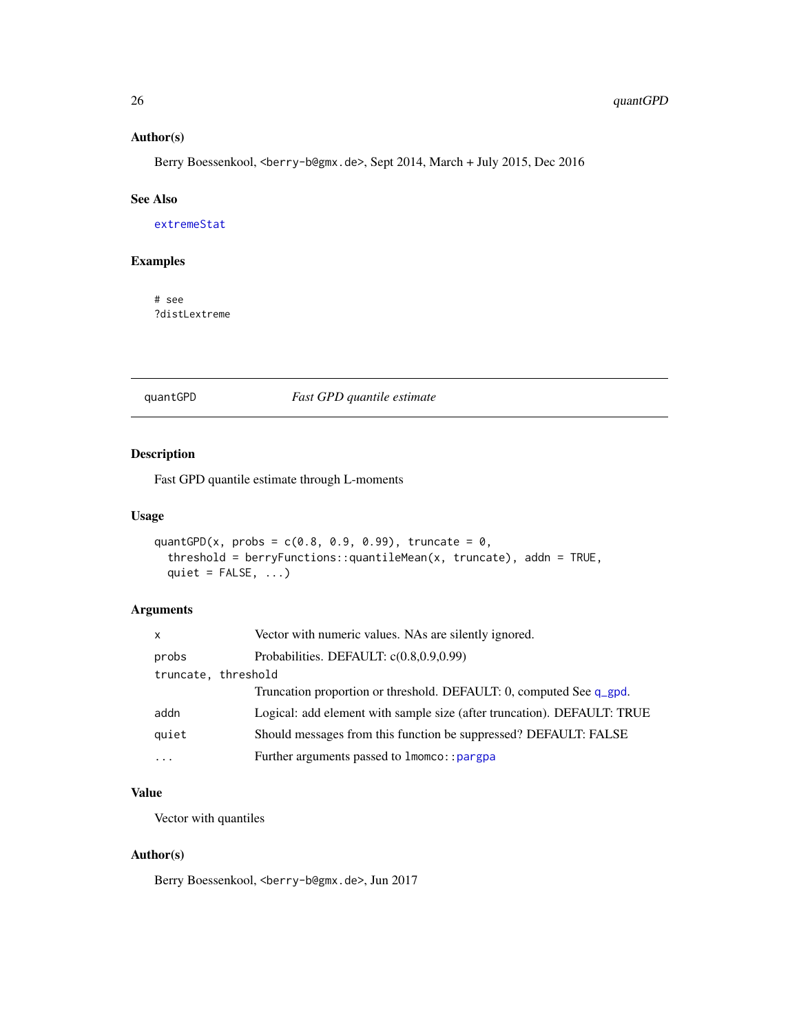### Author(s)

Berry Boessenkool, <berry-b@gmx.de>, Sept 2014, March + July 2015, Dec 2016

### See Also

extremeStat

### Examples

```
# see
?distLextreme
```

---

## quantGPD *Fast GPD quantile estimate*

### Description

Fast GPD quantile estimate through L-moments

### Usage

```
quantGPD(x, probs = c(0.8, 0.9, 0.99), truncate = 0,
  threshold = berryFunctions::quantileMean(x, truncate), addn = TRUE,
  quiet = FALSE, ...)
```

### Arguments

| | |
|---|---|
| `x` | Vector with numeric values. NAs are silently ignored. |
| `probs` | Probabilities. DEFAULT: c(0.8,0.9,0.99) |
| `truncate, threshold` | Truncation proportion or threshold. DEFAULT: 0, computed See q_gpd. |
| `addn` | Logical: add element with sample size (after truncation). DEFAULT: TRUE |
| `quiet` | Should messages from this function be suppressed? DEFAULT: FALSE |
| `...` | Further arguments passed to `lmomco::pargpa` |

### Value

Vector with quantiles

### Author(s)

Berry Boessenkool, <berry-b@gmx.de>, Jun 2017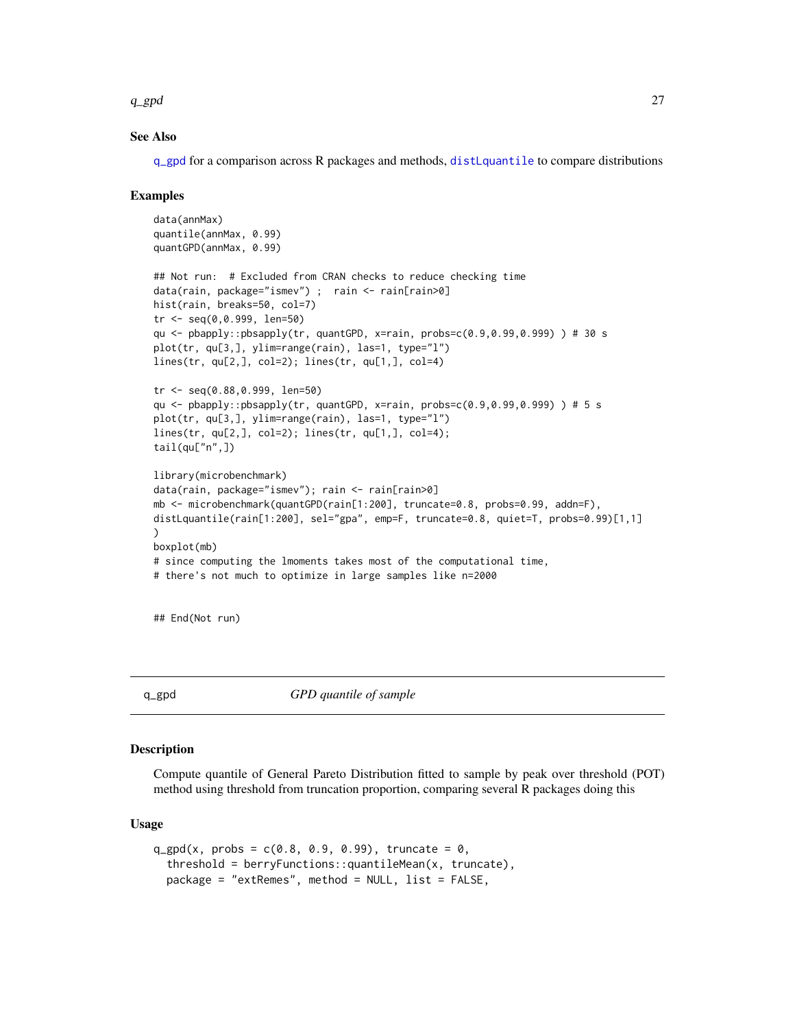### See Also

q_gpd for a comparison across R packages and methods, distLquantile to compare distributions

### Examples

```
data(annMax)
quantile(annMax, 0.99)
quantGPD(annMax, 0.99)

## Not run:  # Excluded from CRAN checks to reduce checking time
data(rain, package="ismev") ;  rain <- rain[rain>0]
hist(rain, breaks=50, col=7)
tr <- seq(0,0.999, len=50)
qu <- pbapply::pbsapply(tr, quantGPD, x=rain, probs=c(0.9,0.99,0.999) ) # 30 s
plot(tr, qu[3,], ylim=range(rain), las=1, type="l")
lines(tr, qu[2,], col=2); lines(tr, qu[1,], col=4)

tr <- seq(0.88,0.999, len=50)
qu <- pbapply::pbsapply(tr, quantGPD, x=rain, probs=c(0.9,0.99,0.999) ) # 5 s
plot(tr, qu[3,], ylim=range(rain), las=1, type="l")
lines(tr, qu[2,], col=2); lines(tr, qu[1,], col=4);
tail(qu["n",])

library(microbenchmark)
data(rain, package="ismev"); rain <- rain[rain>0]
mb <- microbenchmark(quantGPD(rain[1:200], truncate=0.8, probs=0.99, addn=F),
distLquantile(rain[1:200], sel="gpa", emp=F, truncate=0.8, quiet=T, probs=0.99)[1,1]
)
boxplot(mb)
# since computing the lmoments takes most of the computational time,
# there's not much to optimize in large samples like n=2000


## End(Not run)
```

---

## q_gpd *GPD quantile of sample*

### Description

Compute quantile of General Pareto Distribution fitted to sample by peak over threshold (POT) method using threshold from truncation proportion, comparing several R packages doing this

### Usage

```
q_gpd(x, probs = c(0.8, 0.9, 0.99), truncate = 0,
  threshold = berryFunctions::quantileMean(x, truncate),
  package = "extRemes", method = NULL, list = FALSE,
```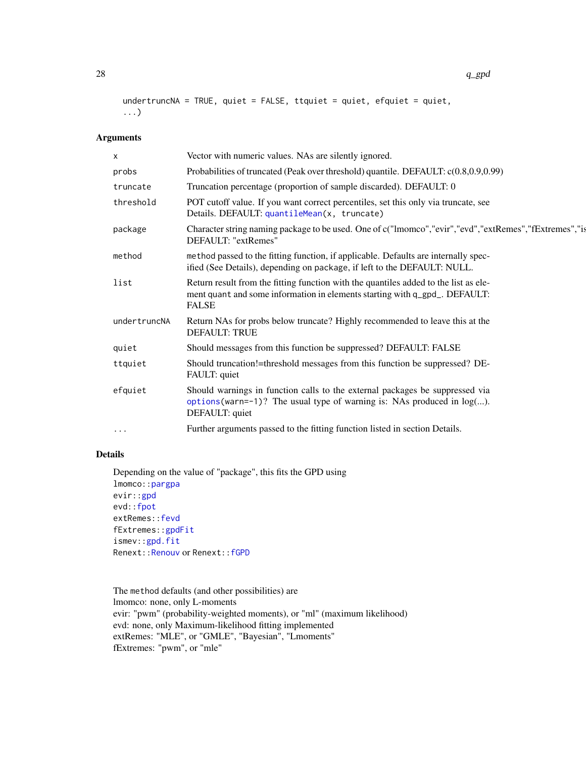```
undertruncNA = TRUE, quiet = FALSE, ttquiet = quiet, efquiet = quiet,
...)
```

## Arguments

| | |
|---|---|
| x | Vector with numeric values. NAs are silently ignored. |
| probs | Probabilities of truncated (Peak over threshold) quantile. DEFAULT: c(0.8,0.9,0.99) |
| truncate | Truncation percentage (proportion of sample discarded). DEFAULT: 0 |
| threshold | POT cutoff value. If you want correct percentiles, set this only via truncate, see Details. DEFAULT: `quantileMean(x, truncate)` |
| package | Character string naming package to be used. One of c("lmomco","evir","evd","extRemes","fExtremes","is DEFAULT: "extRemes" |
| method | `method` passed to the fitting function, if applicable. Defaults are internally specified (See Details), depending on `package`, if left to the DEFAULT: NULL. |
| list | Return result from the fitting function with the quantiles added to the list as element `quant` and some information in elements starting with `q_gpd_`. DEFAULT: FALSE |
| undertruncNA | Return NAs for probs below truncate? Highly recommended to leave this at the DEFAULT: TRUE |
| quiet | Should messages from this function be suppressed? DEFAULT: FALSE |
| ttquiet | Should truncation!=threshold messages from this function be suppressed? DEFAULT: quiet |
| efquiet | Should warnings in function calls to the external packages be suppressed via `options(warn=-1)`? The usual type of warning is: NAs produced in log(...). DEFAULT: quiet |
| ... | Further arguments passed to the fitting function listed in section Details. |

## Details

Depending on the value of "package", this fits the GPD using
`lmomco::pargpa`
`evir::gpd`
`evd::fpot`
`extRemes::fevd`
`fExtremes::gpdFit`
`ismev::gpd.fit`
`Renext::Renouv` or `Renext::fGPD`

The `method` defaults (and other possibilities) are
lmomco: none, only L-moments
evir: "pwm" (probability-weighted moments), or "ml" (maximum likelihood)
evd: none, only Maximum-likelihood fitting implemented
extRemes: "MLE", or "GMLE", "Bayesian", "Lmoments"
fExtremes: "pwm", or "mle"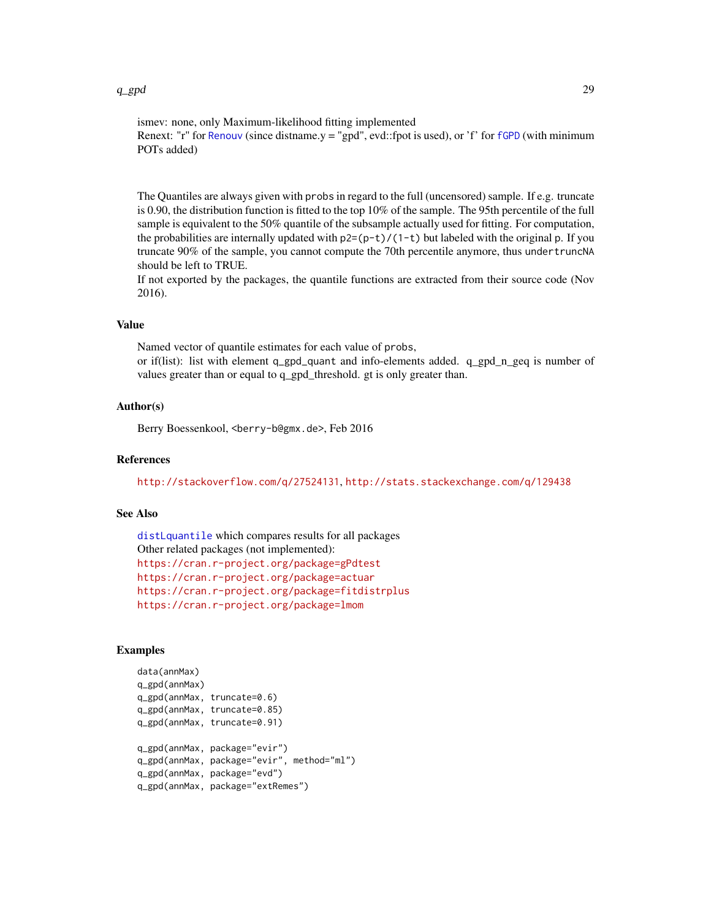ismev: none, only Maximum-likelihood fitting implemented
Renext: "r" for Renouv (since distname.y = "gpd", evd::fpot is used), or 'f' for fGPD (with minimum POTs added)

The Quantiles are always given with `probs` in regard to the full (uncensored) sample. If e.g. truncate is 0.90, the distribution function is fitted to the top 10% of the sample. The 95th percentile of the full sample is equivalent to the 50% quantile of the subsample actually used for fitting. For computation, the probabilities are internally updated with `p2=(p-t)/(1-t)` but labeled with the original `p`. If you truncate 90% of the sample, you cannot compute the 70th percentile anymore, thus `undertruncNA` should be left to TRUE.
If not exported by the packages, the quantile functions are extracted from their source code (Nov 2016).

## Value

Named vector of quantile estimates for each value of `probs`,
or if(list): list with element `q_gpd_quant` and info-elements added. q_gpd_n_geq is number of values greater than or equal to q_gpd_threshold. gt is only greater than.

## Author(s)

Berry Boessenkool, <berry-b@gmx.de>, Feb 2016

## References

http://stackoverflow.com/q/27524131, http://stats.stackexchange.com/q/129438

## See Also

distLquantile which compares results for all packages
Other related packages (not implemented):
https://cran.r-project.org/package=gPdtest
https://cran.r-project.org/package=actuar
https://cran.r-project.org/package=fitdistrplus
https://cran.r-project.org/package=lmom

## Examples

```
data(annMax)
q_gpd(annMax)
q_gpd(annMax, truncate=0.6)
q_gpd(annMax, truncate=0.85)
q_gpd(annMax, truncate=0.91)

q_gpd(annMax, package="evir")
q_gpd(annMax, package="evir", method="ml")
q_gpd(annMax, package="evd")
q_gpd(annMax, package="extRemes")
```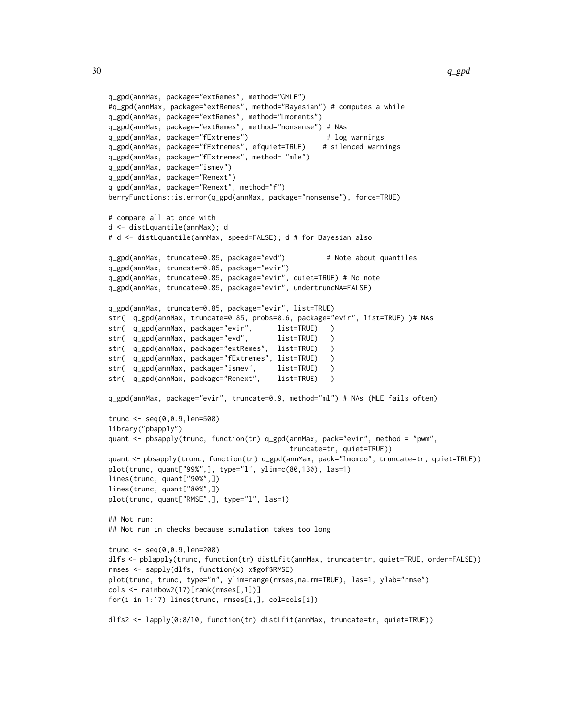```
q_gpd(annMax, package="extRemes", method="GMLE")
#q_gpd(annMax, package="extRemes", method="Bayesian") # computes a while
q_gpd(annMax, package="extRemes", method="Lmoments")
q_gpd(annMax, package="extRemes", method="nonsense") # NAs
q_gpd(annMax, package="fExtremes")                  # log warnings
q_gpd(annMax, package="fExtremes", efquiet=TRUE)    # silenced warnings
q_gpd(annMax, package="fExtremes", method= "mle")
q_gpd(annMax, package="ismev")
q_gpd(annMax, package="Renext")
q_gpd(annMax, package="Renext", method="f")
berryFunctions::is.error(q_gpd(annMax, package="nonsense"), force=TRUE)

# compare all at once with
d <- distLquantile(annMax); d
# d <- distLquantile(annMax, speed=FALSE); d # for Bayesian also

q_gpd(annMax, truncate=0.85, package="evd")          # Note about quantiles
q_gpd(annMax, truncate=0.85, package="evir")
q_gpd(annMax, truncate=0.85, package="evir", quiet=TRUE) # No note
q_gpd(annMax, truncate=0.85, package="evir", undertruncNA=FALSE)

q_gpd(annMax, truncate=0.85, package="evir", list=TRUE)
str(  q_gpd(annMax, truncate=0.85, probs=0.6, package="evir", list=TRUE) )# NAs
str(  q_gpd(annMax, package="evir",      list=TRUE)   )
str(  q_gpd(annMax, package="evd",       list=TRUE)   )
str(  q_gpd(annMax, package="extRemes",  list=TRUE)   )
str(  q_gpd(annMax, package="fExtremes", list=TRUE)   )
str(  q_gpd(annMax, package="ismev",     list=TRUE)   )
str(  q_gpd(annMax, package="Renext",    list=TRUE)   )

q_gpd(annMax, package="evir", truncate=0.9, method="ml") # NAs (MLE fails often)

trunc <- seq(0,0.9,len=500)
library("pbapply")
quant <- pbsapply(trunc, function(tr) q_gpd(annMax, pack="evir", method = "pwm",
                                        truncate=tr, quiet=TRUE))
quant <- pbsapply(trunc, function(tr) q_gpd(annMax, pack="lmomco", truncate=tr, quiet=TRUE))
plot(trunc, quant["99%",], type="l", ylim=c(80,130), las=1)
lines(trunc, quant["90%",])
lines(trunc, quant["80%",])
plot(trunc, quant["RMSE",], type="l", las=1)

## Not run:
## Not run in checks because simulation takes too long

trunc <- seq(0,0.9,len=200)
dlfs <- pblapply(trunc, function(tr) distLfit(annMax, truncate=tr, quiet=TRUE, order=FALSE))
rmses <- sapply(dlfs, function(x) x$gof$RMSE)
plot(trunc, trunc, type="n", ylim=range(rmses,na.rm=TRUE), las=1, ylab="rmse")
cols <- rainbow2(17)[rank(rmses[,1])]
for(i in 1:17) lines(trunc, rmses[i,], col=cols[i])

dlfs2 <- lapply(0:8/10, function(tr) distLfit(annMax, truncate=tr, quiet=TRUE))
```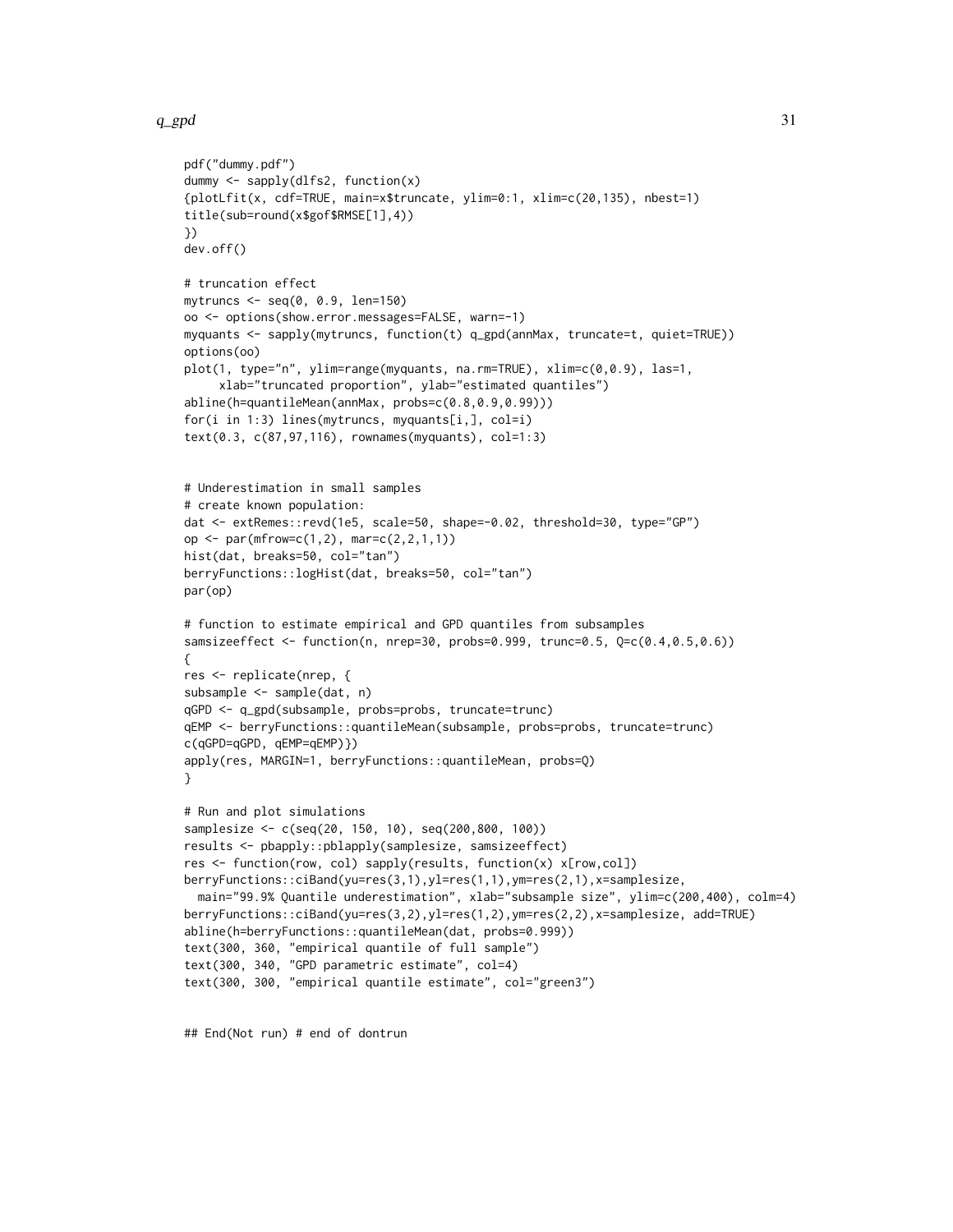```
pdf("dummy.pdf")
dummy <- sapply(dlfs2, function(x)
{plotLfit(x, cdf=TRUE, main=x$truncate, ylim=0:1, xlim=c(20,135), nbest=1)
title(sub=round(x$gof$RMSE[1],4))
})
dev.off()

# truncation effect
mytruncs <- seq(0, 0.9, len=150)
oo <- options(show.error.messages=FALSE, warn=-1)
myquants <- sapply(mytruncs, function(t) q_gpd(annMax, truncate=t, quiet=TRUE))
options(oo)
plot(1, type="n", ylim=range(myquants, na.rm=TRUE), xlim=c(0,0.9), las=1,
     xlab="truncated proportion", ylab="estimated quantiles")
abline(h=quantileMean(annMax, probs=c(0.8,0.9,0.99)))
for(i in 1:3) lines(mytruncs, myquants[i,], col=i)
text(0.3, c(87,97,116), rownames(myquants), col=1:3)


# Underestimation in small samples
# create known population:
dat <- extRemes::revd(1e5, scale=50, shape=-0.02, threshold=30, type="GP")
op <- par(mfrow=c(1,2), mar=c(2,2,1,1))
hist(dat, breaks=50, col="tan")
berryFunctions::logHist(dat, breaks=50, col="tan")
par(op)

# function to estimate empirical and GPD quantiles from subsamples
samsizeeffect <- function(n, nrep=30, probs=0.999, trunc=0.5, Q=c(0.4,0.5,0.6))
{
res <- replicate(nrep, {
subsample <- sample(dat, n)
qGPD <- q_gpd(subsample, probs=probs, truncate=trunc)
qEMP <- berryFunctions::quantileMean(subsample, probs=probs, truncate=trunc)
c(qGPD=qGPD, qEMP=qEMP)})
apply(res, MARGIN=1, berryFunctions::quantileMean, probs=Q)
}

# Run and plot simulations
samplesize <- c(seq(20, 150, 10), seq(200,800, 100))
results <- pbapply::pblapply(samplesize, samsizeeffect)
res <- function(row, col) sapply(results, function(x) x[row,col])
berryFunctions::ciBand(yu=res(3,1),yl=res(1,1),ym=res(2,1),x=samplesize,
  main="99.9% Quantile underestimation", xlab="subsample size", ylim=c(200,400), colm=4)
berryFunctions::ciBand(yu=res(3,2),yl=res(1,2),ym=res(2,2),x=samplesize, add=TRUE)
abline(h=berryFunctions::quantileMean(dat, probs=0.999))
text(300, 360, "empirical quantile of full sample")
text(300, 340, "GPD parametric estimate", col=4)
text(300, 300, "empirical quantile estimate", col="green3")


## End(Not run) # end of dontrun
```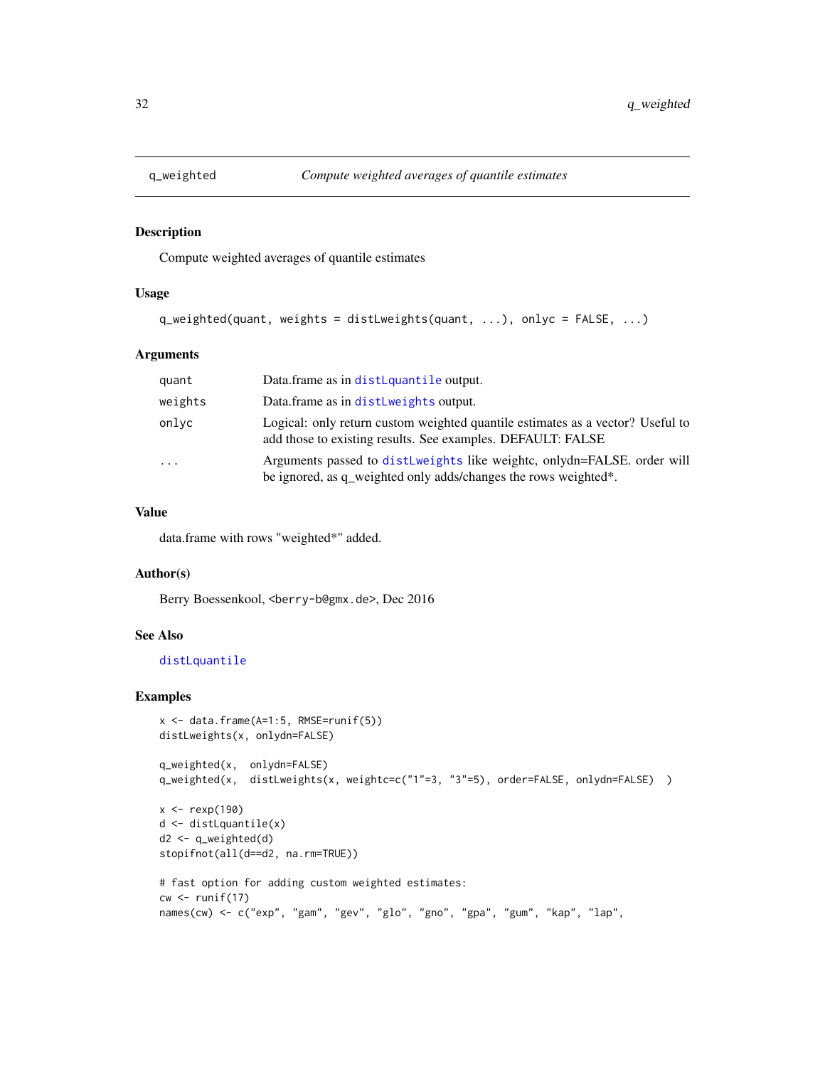# q_weighted — *Compute weighted averages of quantile estimates*

## Description

Compute weighted averages of quantile estimates

## Usage

```
q_weighted(quant, weights = distLweights(quant, ...), onlyc = FALSE, ...)
```

## Arguments

| | |
|---|---|
| quant | Data.frame as in distLquantile output. |
| weights | Data.frame as in distLweights output. |
| onlyc | Logical: only return custom weighted quantile estimates as a vector? Useful to add those to existing results. See examples. DEFAULT: FALSE |
| ... | Arguments passed to distLweights like weightc, onlydn=FALSE. order will be ignored, as q_weighted only adds/changes the rows weighted*. |

## Value

data.frame with rows "weighted*" added.

## Author(s)

Berry Boessenkool, <berry-b@gmx.de>, Dec 2016

## See Also

distLquantile

## Examples

```
x <- data.frame(A=1:5, RMSE=runif(5))
distLweights(x, onlydn=FALSE)

q_weighted(x,  onlydn=FALSE)
q_weighted(x,  distLweights(x, weightc=c("1"=3, "3"=5), order=FALSE, onlydn=FALSE)  )

x <- rexp(190)
d <- distLquantile(x)
d2 <- q_weighted(d)
stopifnot(all(d==d2, na.rm=TRUE))

# fast option for adding custom weighted estimates:
cw <- runif(17)
names(cw) <- c("exp", "gam", "gev", "glo", "gno", "gpa", "gum", "kap", "lap",
```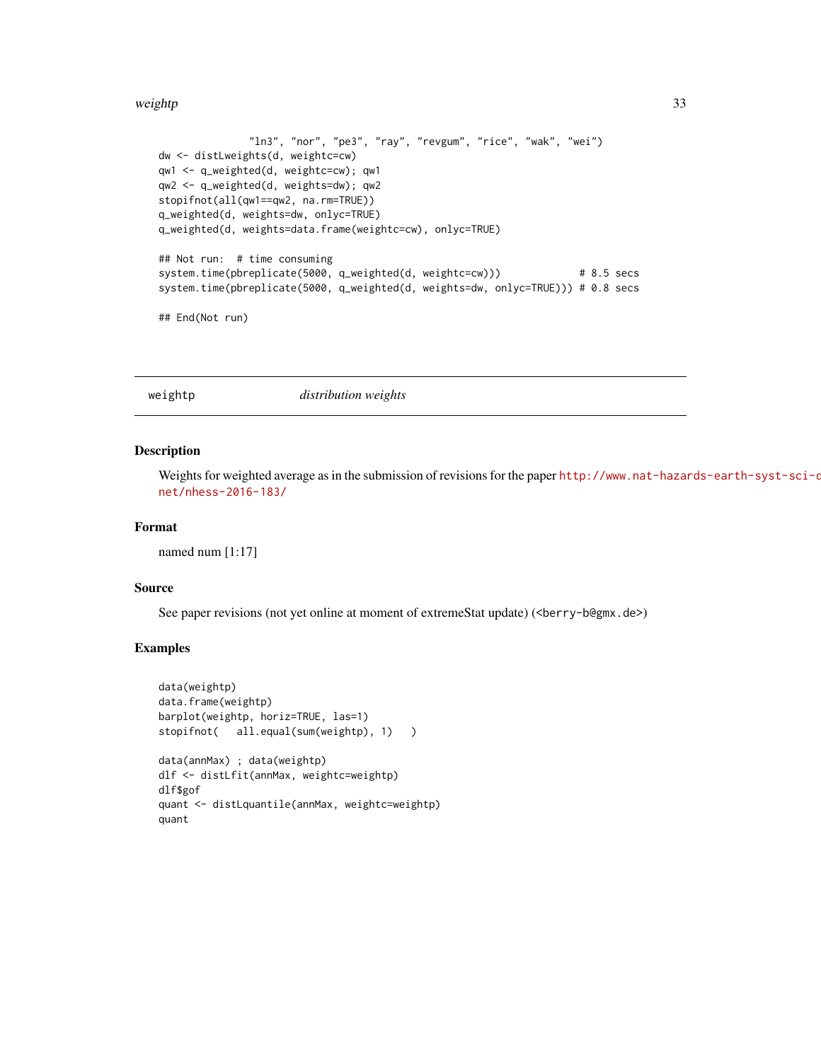```
                 "ln3", "nor", "pe3", "ray", "revgum", "rice", "wak", "wei")
dw <- distLweights(d, weightc=cw)
qw1 <- q_weighted(d, weightc=cw); qw1
qw2 <- q_weighted(d, weights=dw); qw2
stopifnot(all(qw1==qw2, na.rm=TRUE))
q_weighted(d, weights=dw, onlyc=TRUE)
q_weighted(d, weights=data.frame(weightc=cw), onlyc=TRUE)

## Not run:  # time consuming
system.time(pbreplicate(5000, q_weighted(d, weightc=cw)))             # 8.5 secs
system.time(pbreplicate(5000, q_weighted(d, weights=dw, onlyc=TRUE))) # 0.8 secs

## End(Not run)
```

---

weightp — *distribution weights*

---

## Description

Weights for weighted average as in the submission of revisions for the paper http://www.nat-hazards-earth-syst-sci-d net/nhess-2016-183/

## Format

named num [1:17]

## Source

See paper revisions (not yet online at moment of extremeStat update) (<berry-b@gmx.de>)

## Examples

```
data(weightp)
data.frame(weightp)
barplot(weightp, horiz=TRUE, las=1)
stopifnot(   all.equal(sum(weightp), 1)   )

data(annMax) ; data(weightp)
dlf <- distLfit(annMax, weightc=weightp)
dlf$gof
quant <- distLquantile(annMax, weightc=weightp)
quant
```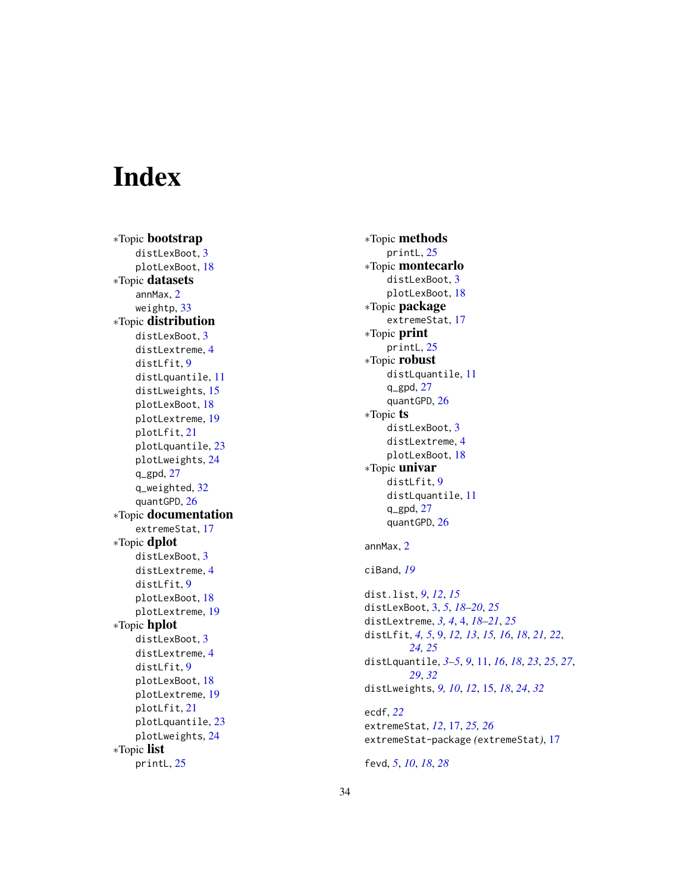# Index

∗Topic **bootstrap**
distLexBoot, 3
plotLexBoot, 18

∗Topic **datasets**
annMax, 2
weightp, 33

∗Topic **distribution**
distLexBoot, 3
distLextreme, 4
distLfit, 9
distLquantile, 11
distLweights, 15
plotLexBoot, 18
plotLextreme, 19
plotLfit, 21
plotLquantile, 23
plotLweights, 24
q_gpd, 27
q_weighted, 32
quantGPD, 26

∗Topic **documentation**
extremeStat, 17

∗Topic **dplot**
distLexBoot, 3
distLextreme, 4
distLfit, 9
plotLexBoot, 18
plotLextreme, 19

∗Topic **hplot**
distLexBoot, 3
distLextreme, 4
distLfit, 9
plotLexBoot, 18
plotLextreme, 19
plotLfit, 21
plotLquantile, 23
plotLweights, 24

∗Topic **list**
printL, 25

∗Topic **methods**
printL, 25

∗Topic **montecarlo**
distLexBoot, 3
plotLexBoot, 18

∗Topic **package**
extremeStat, 17

∗Topic **print**
printL, 25

∗Topic **robust**
distLquantile, 11
q_gpd, 27
quantGPD, 26

∗Topic **ts**
distLexBoot, 3
distLextreme, 4
plotLexBoot, 18

∗Topic **univar**
distLfit, 9
distLquantile, 11
q_gpd, 27
quantGPD, 26

annMax, 2

ciBand, *19*

dist.list, *9*, *12*, *15*
distLexBoot, 3, *5*, *18–20*, *25*
distLextreme, *3, 4*, 4, *18–21*, *25*
distLfit, *4, 5*, 9, *12, 13*, *15, 16*, *18*, *21, 22*, *24, 25*
distLquantile, *3–5*, *9*, 11, *16*, *18*, *23*, *25*, *27*, *29*, *32*
distLweights, *9, 10*, *12*, 15, *18*, *24*, *32*

ecdf, *22*
extremeStat, *12*, 17, *25, 26*
extremeStat-package (extremeStat), 17

fevd, *5*, *10*, *18*, *28*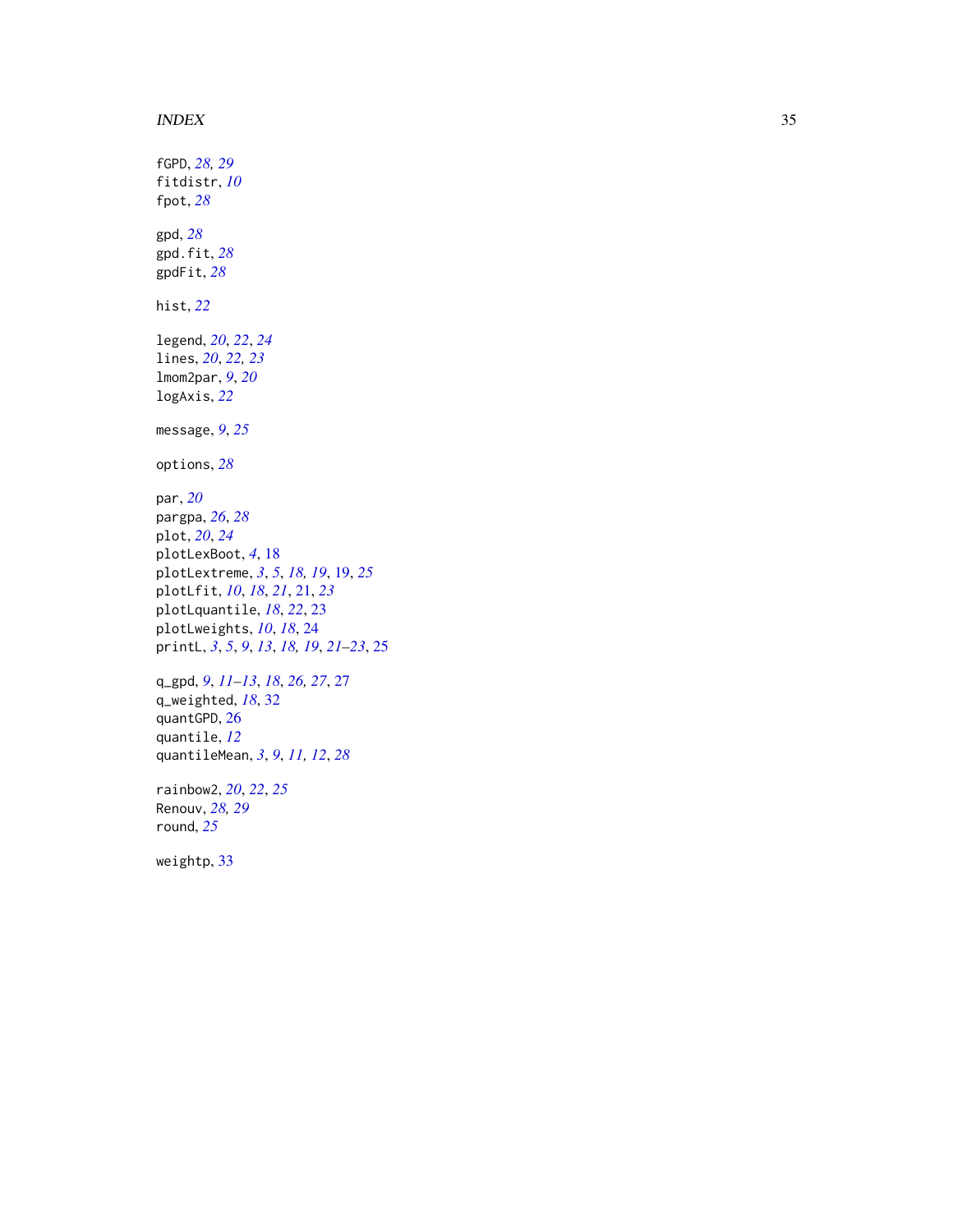fGPD, *28, 29*
fitdistr, *10*
fpot, *28*

gpd, *28*
gpd.fit, *28*
gpdFit, *28*

hist, *22*

legend, *20*, *22*, *24*
lines, *20*, *22, 23*
lmom2par, *9*, *20*
logAxis, *22*

message, *9*, *25*

options, *28*

par, *20*
pargpa, *26*, *28*
plot, *20*, *24*
plotLexBoot, *4*, 18
plotLextreme, *3*, *5*, *18, 19*, 19, *25*
plotLfit, *10*, *18*, *21*, 21, *23*
plotLquantile, *18*, *22*, 23
plotLweights, *10*, *18*, 24
printL, *3*, *5*, *9*, *13*, *18, 19*, *21–23*, 25

q_gpd, *9*, *11–13*, *18*, *26, 27*, 27
q_weighted, *18*, 32
quantGPD, 26
quantile, *12*
quantileMean, *3*, *9*, *11, 12*, *28*

rainbow2, *20*, *22*, *25*
Renouv, *28, 29*
round, *25*

weightp, 33